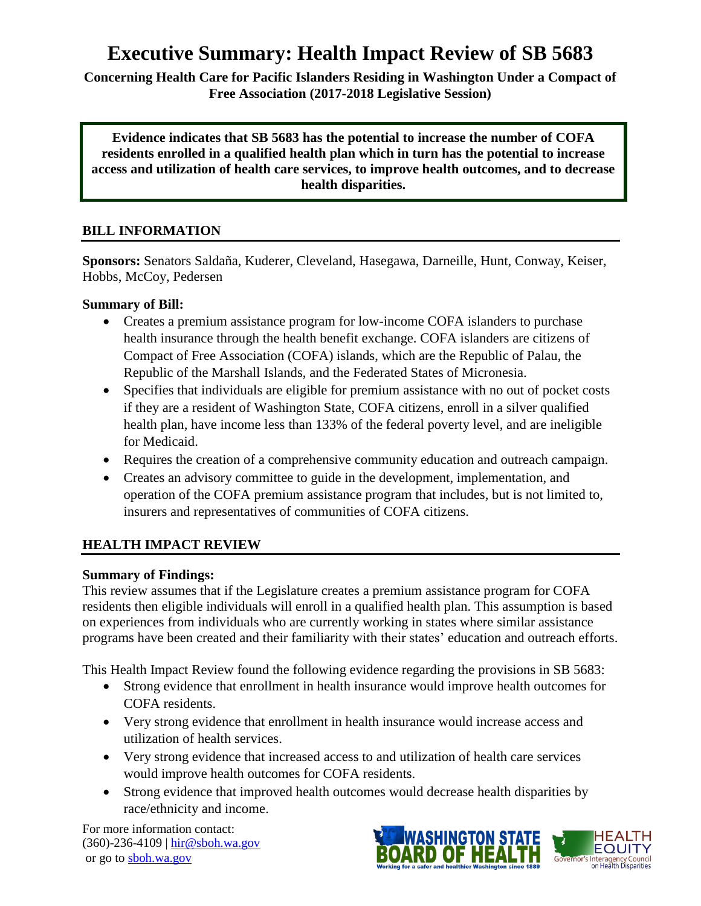# Executive Summary: Health Impact Review of SB 5683

**Concerning Health Care for Pacific Islanders Residing in Washington Under a Compact of Free Association (2017-2018 Legislative Session)**

**Evidence indicates that SB 5683 has the potential to increase the number of COFA residents enrolled in a qualified health plan which in turn has the potential to increase access and utilization of health care services, to improve health outcomes, and to decrease health disparities.**

## BILL INFORMATION

**Sponsors:** Senators Saldaña, Kuderer, Cleveland, Hasegawa, Darneille, Hunt, Conway, Keiser, Hobbs, McCoy, Pedersen

**Summary of Bill:**

- Creates a premium assistance program for low-income COFA islanders to purchase health insurance through the health benefit exchange. COFA islanders are citizens of Compact of Free Association (COFA) islands, which are the Republic of Palau, the Republic of the Marshall Islands, and the Federated States of Micronesia.
- Specifies that individuals are eligible for premium assistance with no out of pocket costs if they are a resident of Washington State, COFA citizens, enroll in a silver qualified health plan, have income less than 133% of the federal poverty level, and are ineligible for Medicaid.
- Requires the creation of a comprehensive community education and outreach campaign.
- Creates an advisory committee to guide in the development, implementation, and operation of the COFA premium assistance program that includes, but is not limited to, insurers and representatives of communities of COFA citizens.

## HEALTH IMPACT REVIEW

**Summary of Findings:**

This review assumes that if the Legislature creates a premium assistance program for COFA residents then eligible individuals will enroll in a qualified health plan. This assumption is based on experiences from individuals who are currently working in states where similar assistance programs have been created and their familiarity with their states' education and outreach efforts.

This Health Impact Review found the following evidence regarding the provisions in SB 5683:

- Strong evidence that enrollment in health insurance would improve health outcomes for COFA residents.
- Very strong evidence that enrollment in health insurance would increase access and utilization of health services.
- Very strong evidence that increased access to and utilization of health care services would improve health outcomes for COFA residents.
- Strong evidence that improved health outcomes would decrease health disparities by race/ethnicity and income.

For more information contact:
(360)-236-4109 | hir@sboh.wa.gov
or go to sboh.wa.gov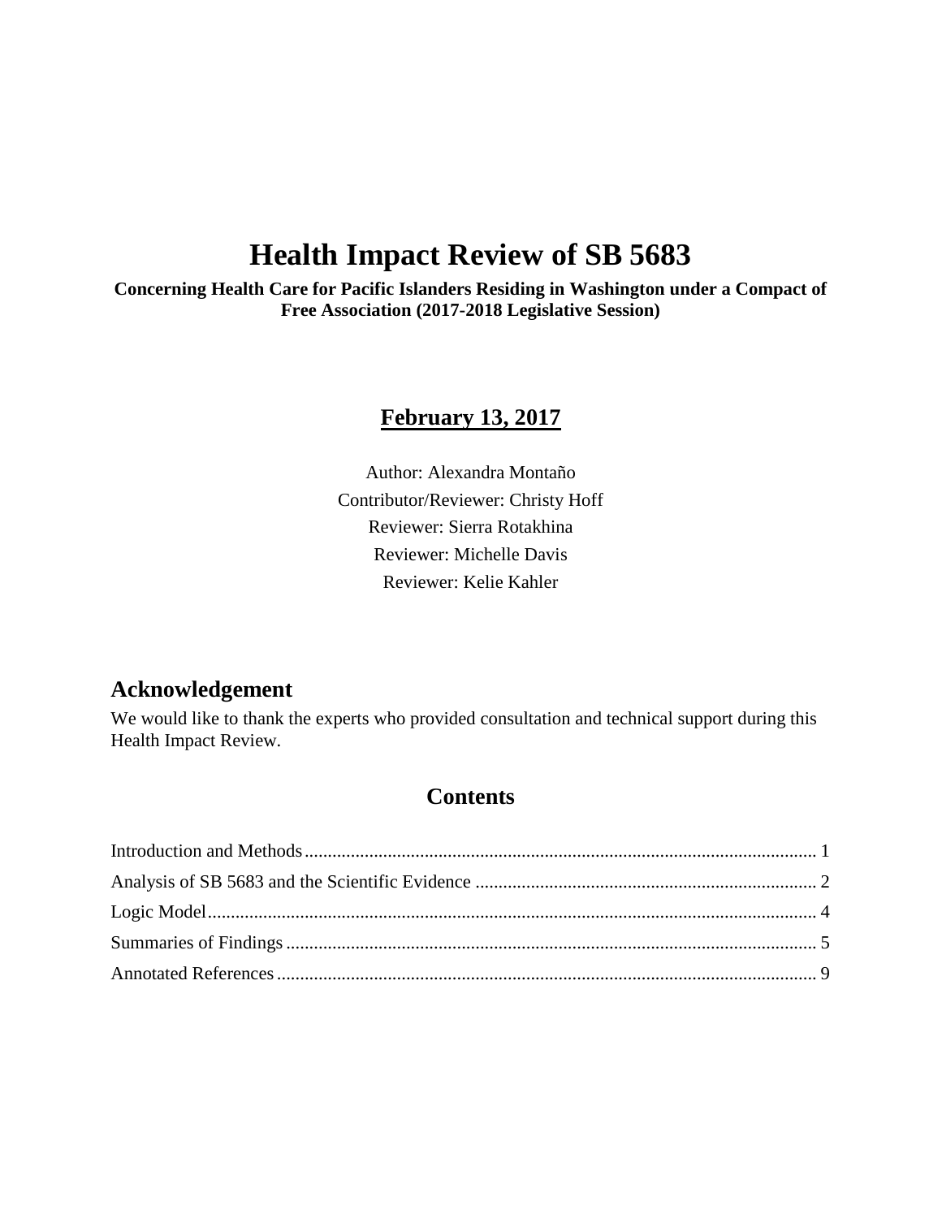# Health Impact Review of SB 5683

**Concerning Health Care for Pacific Islanders Residing in Washington under a Compact of Free Association (2017-2018 Legislative Session)**

## February 13, 2017

Author: Alexandra Montaño
Contributor/Reviewer: Christy Hoff
Reviewer: Sierra Rotakhina
Reviewer: Michelle Davis
Reviewer: Kelie Kahler

## Acknowledgement

We would like to thank the experts who provided consultation and technical support during this Health Impact Review.

## Contents

Introduction and Methods ........................................................ 1
Analysis of SB 5683 and the Scientific Evidence ........................................................ 2
Logic Model ........................................................ 4
Summaries of Findings ........................................................ 5
Annotated References ........................................................ 9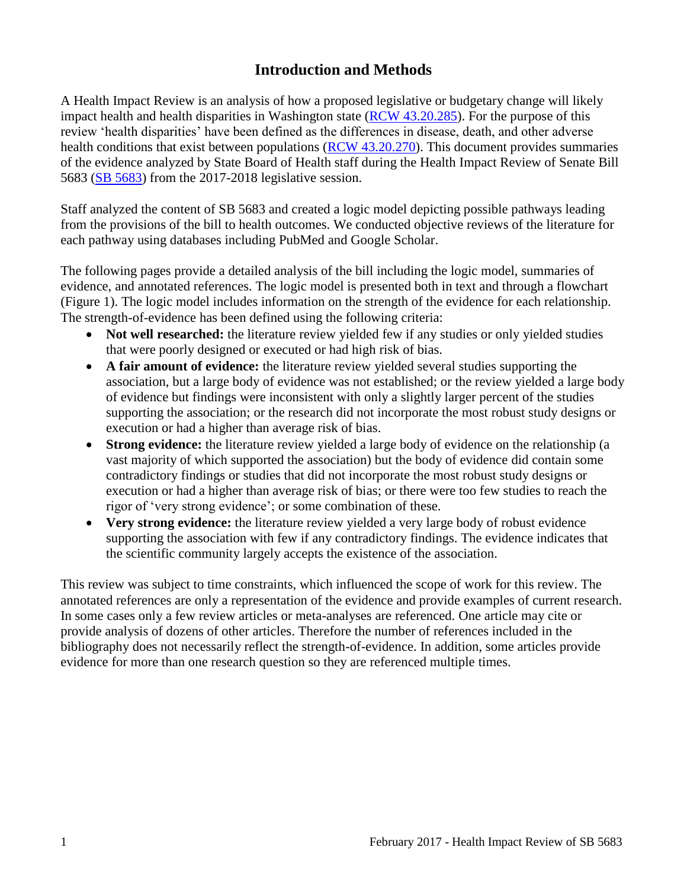# Introduction and Methods

A Health Impact Review is an analysis of how a proposed legislative or budgetary change will likely impact health and health disparities in Washington state (RCW 43.20.285). For the purpose of this review 'health disparities' have been defined as the differences in disease, death, and other adverse health conditions that exist between populations (RCW 43.20.270). This document provides summaries of the evidence analyzed by State Board of Health staff during the Health Impact Review of Senate Bill 5683 (SB 5683) from the 2017-2018 legislative session.

Staff analyzed the content of SB 5683 and created a logic model depicting possible pathways leading from the provisions of the bill to health outcomes. We conducted objective reviews of the literature for each pathway using databases including PubMed and Google Scholar.

The following pages provide a detailed analysis of the bill including the logic model, summaries of evidence, and annotated references. The logic model is presented both in text and through a flowchart (Figure 1). The logic model includes information on the strength of the evidence for each relationship. The strength-of-evidence has been defined using the following criteria:

- **Not well researched:** the literature review yielded few if any studies or only yielded studies that were poorly designed or executed or had high risk of bias.
- **A fair amount of evidence:** the literature review yielded several studies supporting the association, but a large body of evidence was not established; or the review yielded a large body of evidence but findings were inconsistent with only a slightly larger percent of the studies supporting the association; or the research did not incorporate the most robust study designs or execution or had a higher than average risk of bias.
- **Strong evidence:** the literature review yielded a large body of evidence on the relationship (a vast majority of which supported the association) but the body of evidence did contain some contradictory findings or studies that did not incorporate the most robust study designs or execution or had a higher than average risk of bias; or there were too few studies to reach the rigor of 'very strong evidence'; or some combination of these.
- **Very strong evidence:** the literature review yielded a very large body of robust evidence supporting the association with few if any contradictory findings. The evidence indicates that the scientific community largely accepts the existence of the association.

This review was subject to time constraints, which influenced the scope of work for this review. The annotated references are only a representation of the evidence and provide examples of current research. In some cases only a few review articles or meta-analyses are referenced. One article may cite or provide analysis of dozens of other articles. Therefore the number of references included in the bibliography does not necessarily reflect the strength-of-evidence. In addition, some articles provide evidence for more than one research question so they are referenced multiple times.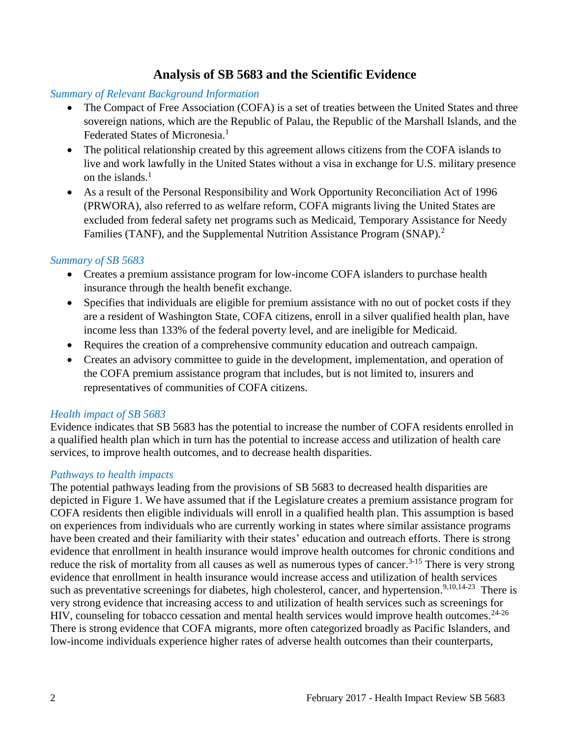# Analysis of SB 5683 and the Scientific Evidence

*Summary of Relevant Background Information*

- The Compact of Free Association (COFA) is a set of treaties between the United States and three sovereign nations, which are the Republic of Palau, the Republic of the Marshall Islands, and the Federated States of Micronesia.[1]
- The political relationship created by this agreement allows citizens from the COFA islands to live and work lawfully in the United States without a visa in exchange for U.S. military presence on the islands.[1]
- As a result of the Personal Responsibility and Work Opportunity Reconciliation Act of 1996 (PRWORA), also referred to as welfare reform, COFA migrants living the United States are excluded from federal safety net programs such as Medicaid, Temporary Assistance for Needy Families (TANF), and the Supplemental Nutrition Assistance Program (SNAP).[2]

*Summary of SB 5683*

- Creates a premium assistance program for low-income COFA islanders to purchase health insurance through the health benefit exchange.
- Specifies that individuals are eligible for premium assistance with no out of pocket costs if they are a resident of Washington State, COFA citizens, enroll in a silver qualified health plan, have income less than 133% of the federal poverty level, and are ineligible for Medicaid.
- Requires the creation of a comprehensive community education and outreach campaign.
- Creates an advisory committee to guide in the development, implementation, and operation of the COFA premium assistance program that includes, but is not limited to, insurers and representatives of communities of COFA citizens.

*Health impact of SB 5683*

Evidence indicates that SB 5683 has the potential to increase the number of COFA residents enrolled in a qualified health plan which in turn has the potential to increase access and utilization of health care services, to improve health outcomes, and to decrease health disparities.

*Pathways to health impacts*

The potential pathways leading from the provisions of SB 5683 to decreased health disparities are depicted in Figure 1. We have assumed that if the Legislature creates a premium assistance program for COFA residents then eligible individuals will enroll in a qualified health plan. This assumption is based on experiences from individuals who are currently working in states where similar assistance programs have been created and their familiarity with their states' education and outreach efforts. There is strong evidence that enrollment in health insurance would improve health outcomes for chronic conditions and reduce the risk of mortality from all causes as well as numerous types of cancer.[3-15] There is very strong evidence that enrollment in health insurance would increase access and utilization of health services such as preventative screenings for diabetes, high cholesterol, cancer, and hypertension.[9,10,14-23] There is very strong evidence that increasing access to and utilization of health services such as screenings for HIV, counseling for tobacco cessation and mental health services would improve health outcomes.[24-26] There is strong evidence that COFA migrants, more often categorized broadly as Pacific Islanders, and low-income individuals experience higher rates of adverse health outcomes than their counterparts,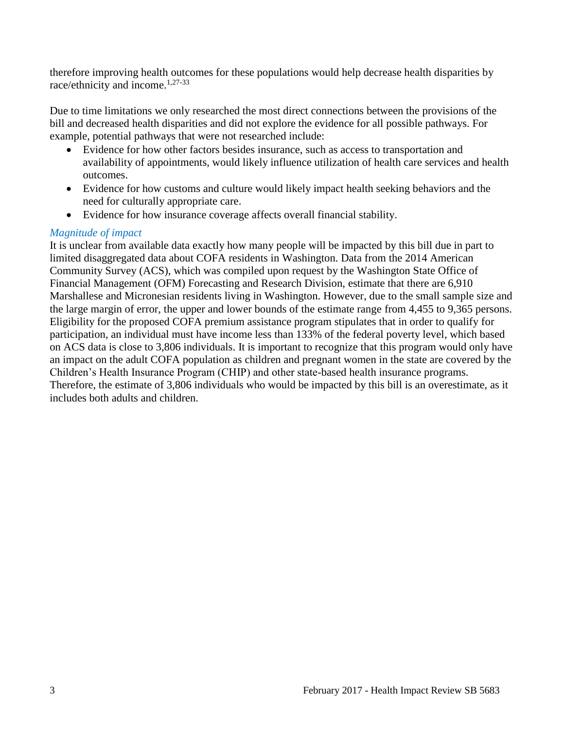therefore improving health outcomes for these populations would help decrease health disparities by race/ethnicity and income.[1,27-33]

Due to time limitations we only researched the most direct connections between the provisions of the bill and decreased health disparities and did not explore the evidence for all possible pathways. For example, potential pathways that were not researched include:

- Evidence for how other factors besides insurance, such as access to transportation and availability of appointments, would likely influence utilization of health care services and health outcomes.
- Evidence for how customs and culture would likely impact health seeking behaviors and the need for culturally appropriate care.
- Evidence for how insurance coverage affects overall financial stability.

*Magnitude of impact*

It is unclear from available data exactly how many people will be impacted by this bill due in part to limited disaggregated data about COFA residents in Washington. Data from the 2014 American Community Survey (ACS), which was compiled upon request by the Washington State Office of Financial Management (OFM) Forecasting and Research Division, estimate that there are 6,910 Marshallese and Micronesian residents living in Washington. However, due to the small sample size and the large margin of error, the upper and lower bounds of the estimate range from 4,455 to 9,365 persons. Eligibility for the proposed COFA premium assistance program stipulates that in order to qualify for participation, an individual must have income less than 133% of the federal poverty level, which based on ACS data is close to 3,806 individuals. It is important to recognize that this program would only have an impact on the adult COFA population as children and pregnant women in the state are covered by the Children's Health Insurance Program (CHIP) and other state-based health insurance programs. Therefore, the estimate of 3,806 individuals who would be impacted by this bill is an overestimate, as it includes both adults and children.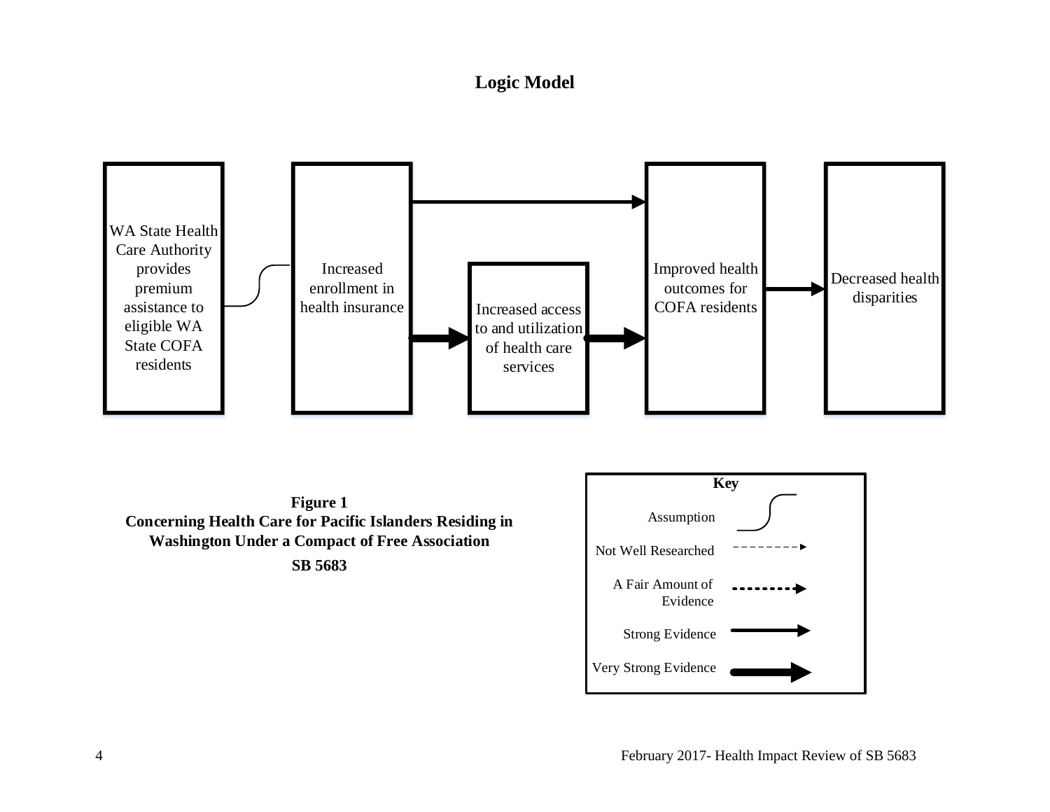# Logic Model

WA State Health Care Authority provides premium assistance to eligible WA State COFA residents

Increased enrollment in health insurance

Increased access to and utilization of health care services

Improved health outcomes for COFA residents

Decreased health disparities

**Key**

- Assumption
- Not Well Researched
- A Fair Amount of Evidence
- Strong Evidence
- Very Strong Evidence

**Figure 1**
**Concerning Health Care for Pacific Islanders Residing in Washington Under a Compact of Free Association**
**SB 5683**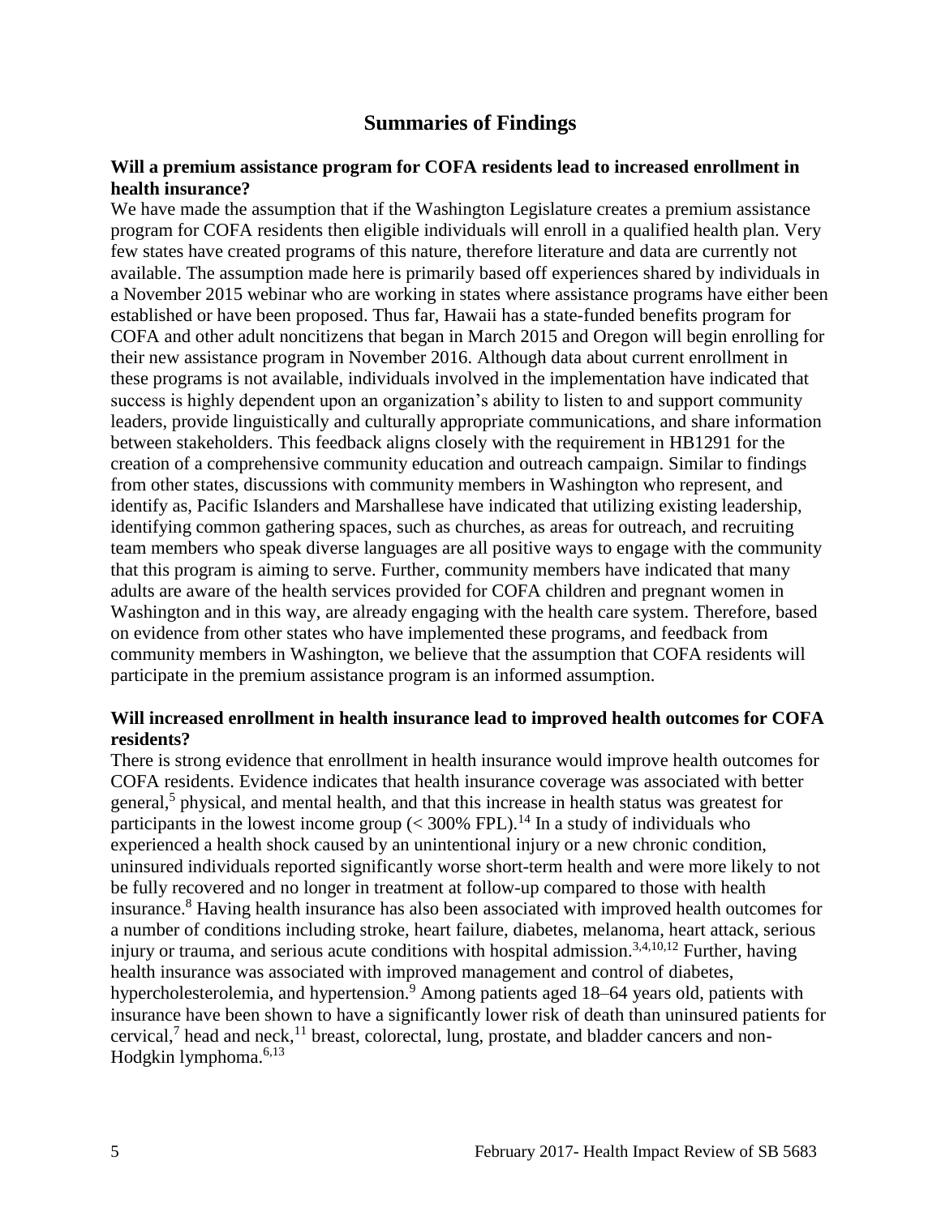## Summaries of Findings

### Will a premium assistance program for COFA residents lead to increased enrollment in health insurance?

We have made the assumption that if the Washington Legislature creates a premium assistance program for COFA residents then eligible individuals will enroll in a qualified health plan. Very few states have created programs of this nature, therefore literature and data are currently not available. The assumption made here is primarily based off experiences shared by individuals in a November 2015 webinar who are working in states where assistance programs have either been established or have been proposed. Thus far, Hawaii has a state-funded benefits program for COFA and other adult noncitizens that began in March 2015 and Oregon will begin enrolling for their new assistance program in November 2016. Although data about current enrollment in these programs is not available, individuals involved in the implementation have indicated that success is highly dependent upon an organization's ability to listen to and support community leaders, provide linguistically and culturally appropriate communications, and share information between stakeholders. This feedback aligns closely with the requirement in HB1291 for the creation of a comprehensive community education and outreach campaign. Similar to findings from other states, discussions with community members in Washington who represent, and identify as, Pacific Islanders and Marshallese have indicated that utilizing existing leadership, identifying common gathering spaces, such as churches, as areas for outreach, and recruiting team members who speak diverse languages are all positive ways to engage with the community that this program is aiming to serve. Further, community members have indicated that many adults are aware of the health services provided for COFA children and pregnant women in Washington and in this way, are already engaging with the health care system. Therefore, based on evidence from other states who have implemented these programs, and feedback from community members in Washington, we believe that the assumption that COFA residents will participate in the premium assistance program is an informed assumption.

### Will increased enrollment in health insurance lead to improved health outcomes for COFA residents?

There is strong evidence that enrollment in health insurance would improve health outcomes for COFA residents. Evidence indicates that health insurance coverage was associated with better general,[5] physical, and mental health, and that this increase in health status was greatest for participants in the lowest income group (< 300% FPL).[14] In a study of individuals who experienced a health shock caused by an unintentional injury or a new chronic condition, uninsured individuals reported significantly worse short-term health and were more likely to not be fully recovered and no longer in treatment at follow-up compared to those with health insurance.[8] Having health insurance has also been associated with improved health outcomes for a number of conditions including stroke, heart failure, diabetes, melanoma, heart attack, serious injury or trauma, and serious acute conditions with hospital admission.[3,4,10,12] Further, having health insurance was associated with improved management and control of diabetes, hypercholesterolemia, and hypertension.[9] Among patients aged 18–64 years old, patients with insurance have been shown to have a significantly lower risk of death than uninsured patients for cervical,[7] head and neck,[11] breast, colorectal, lung, prostate, and bladder cancers and non-Hodgkin lymphoma.[6,13]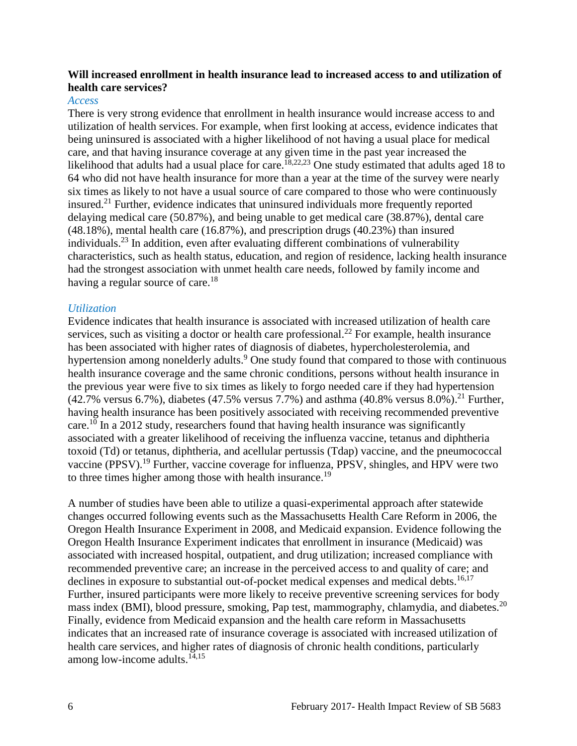**Will increased enrollment in health insurance lead to increased access to and utilization of health care services?**

*Access*

There is very strong evidence that enrollment in health insurance would increase access to and utilization of health services. For example, when first looking at access, evidence indicates that being uninsured is associated with a higher likelihood of not having a usual place for medical care, and that having insurance coverage at any given time in the past year increased the likelihood that adults had a usual place for care.[18,22,23] One study estimated that adults aged 18 to 64 who did not have health insurance for more than a year at the time of the survey were nearly six times as likely to not have a usual source of care compared to those who were continuously insured.[21] Further, evidence indicates that uninsured individuals more frequently reported delaying medical care (50.87%), and being unable to get medical care (38.87%), dental care (48.18%), mental health care (16.87%), and prescription drugs (40.23%) than insured individuals.[23] In addition, even after evaluating different combinations of vulnerability characteristics, such as health status, education, and region of residence, lacking health insurance had the strongest association with unmet health care needs, followed by family income and having a regular source of care.[18]

*Utilization*

Evidence indicates that health insurance is associated with increased utilization of health care services, such as visiting a doctor or health care professional.[22] For example, health insurance has been associated with higher rates of diagnosis of diabetes, hypercholesterolemia, and hypertension among nonelderly adults.[9] One study found that compared to those with continuous health insurance coverage and the same chronic conditions, persons without health insurance in the previous year were five to six times as likely to forgo needed care if they had hypertension (42.7% versus 6.7%), diabetes (47.5% versus 7.7%) and asthma (40.8% versus 8.0%).[21] Further, having health insurance has been positively associated with receiving recommended preventive care.[10] In a 2012 study, researchers found that having health insurance was significantly associated with a greater likelihood of receiving the influenza vaccine, tetanus and diphtheria toxoid (Td) or tetanus, diphtheria, and acellular pertussis (Tdap) vaccine, and the pneumococcal vaccine (PPSV).[19] Further, vaccine coverage for influenza, PPSV, shingles, and HPV were two to three times higher among those with health insurance.[19]

A number of studies have been able to utilize a quasi-experimental approach after statewide changes occurred following events such as the Massachusetts Health Care Reform in 2006, the Oregon Health Insurance Experiment in 2008, and Medicaid expansion. Evidence following the Oregon Health Insurance Experiment indicates that enrollment in insurance (Medicaid) was associated with increased hospital, outpatient, and drug utilization; increased compliance with recommended preventive care; an increase in the perceived access to and quality of care; and declines in exposure to substantial out-of-pocket medical expenses and medical debts.[16,17] Further, insured participants were more likely to receive preventive screening services for body mass index (BMI), blood pressure, smoking, Pap test, mammography, chlamydia, and diabetes.[20] Finally, evidence from Medicaid expansion and the health care reform in Massachusetts indicates that an increased rate of insurance coverage is associated with increased utilization of health care services, and higher rates of diagnosis of chronic health conditions, particularly among low-income adults.[14,15]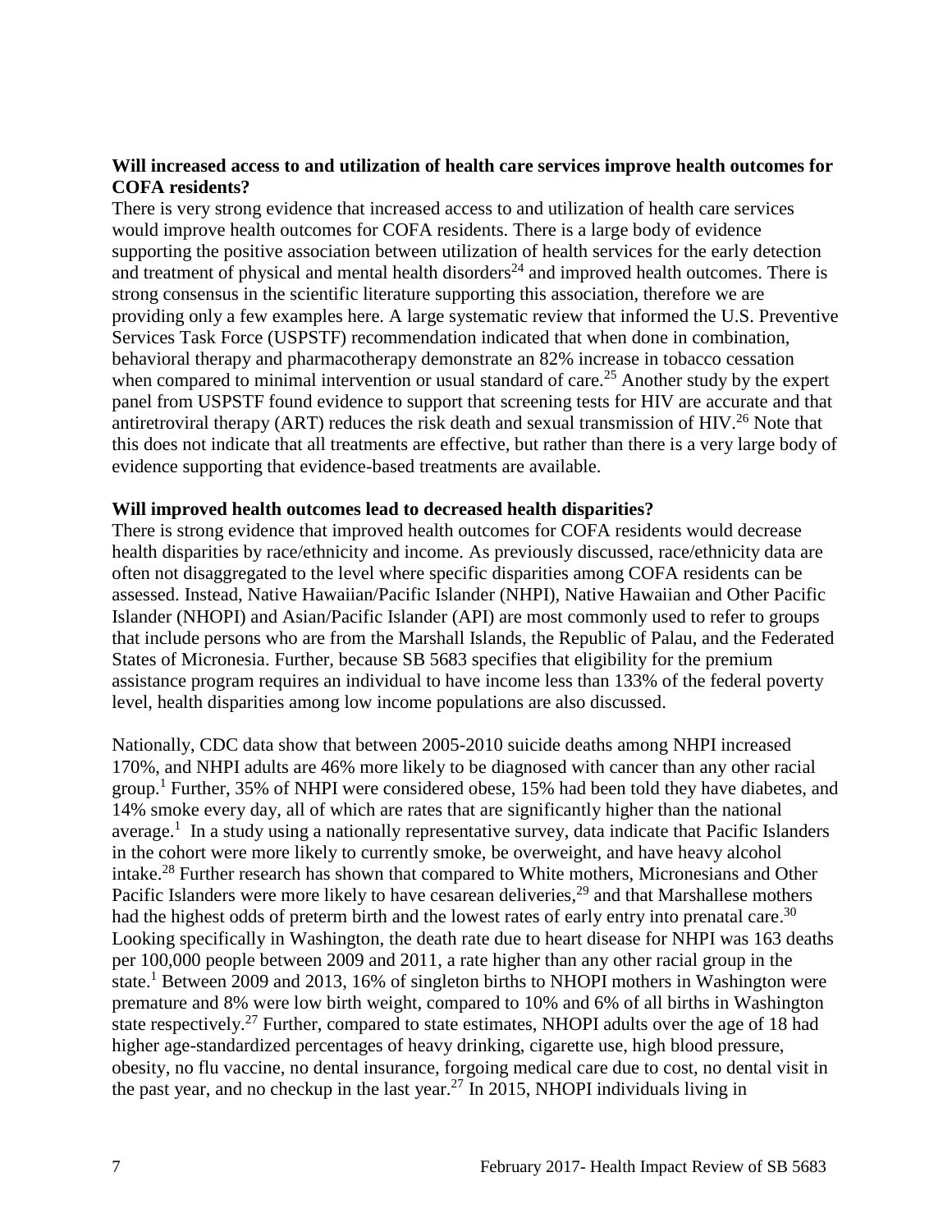**Will increased access to and utilization of health care services improve health outcomes for COFA residents?**

There is very strong evidence that increased access to and utilization of health care services would improve health outcomes for COFA residents. There is a large body of evidence supporting the positive association between utilization of health services for the early detection and treatment of physical and mental health disorders[24] and improved health outcomes. There is strong consensus in the scientific literature supporting this association, therefore we are providing only a few examples here. A large systematic review that informed the U.S. Preventive Services Task Force (USPSTF) recommendation indicated that when done in combination, behavioral therapy and pharmacotherapy demonstrate an 82% increase in tobacco cessation when compared to minimal intervention or usual standard of care.[25] Another study by the expert panel from USPSTF found evidence to support that screening tests for HIV are accurate and that antiretroviral therapy (ART) reduces the risk death and sexual transmission of HIV.[26] Note that this does not indicate that all treatments are effective, but rather than there is a very large body of evidence supporting that evidence-based treatments are available.

**Will improved health outcomes lead to decreased health disparities?**

There is strong evidence that improved health outcomes for COFA residents would decrease health disparities by race/ethnicity and income. As previously discussed, race/ethnicity data are often not disaggregated to the level where specific disparities among COFA residents can be assessed. Instead, Native Hawaiian/Pacific Islander (NHPI), Native Hawaiian and Other Pacific Islander (NHOPI) and Asian/Pacific Islander (API) are most commonly used to refer to groups that include persons who are from the Marshall Islands, the Republic of Palau, and the Federated States of Micronesia. Further, because SB 5683 specifies that eligibility for the premium assistance program requires an individual to have income less than 133% of the federal poverty level, health disparities among low income populations are also discussed.

Nationally, CDC data show that between 2005-2010 suicide deaths among NHPI increased 170%, and NHPI adults are 46% more likely to be diagnosed with cancer than any other racial group.[1] Further, 35% of NHPI were considered obese, 15% had been told they have diabetes, and 14% smoke every day, all of which are rates that are significantly higher than the national average.[1] In a study using a nationally representative survey, data indicate that Pacific Islanders in the cohort were more likely to currently smoke, be overweight, and have heavy alcohol intake.[28] Further research has shown that compared to White mothers, Micronesians and Other Pacific Islanders were more likely to have cesarean deliveries,[29] and that Marshallese mothers had the highest odds of preterm birth and the lowest rates of early entry into prenatal care.[30] Looking specifically in Washington, the death rate due to heart disease for NHPI was 163 deaths per 100,000 people between 2009 and 2011, a rate higher than any other racial group in the state.[1] Between 2009 and 2013, 16% of singleton births to NHOPI mothers in Washington were premature and 8% were low birth weight, compared to 10% and 6% of all births in Washington state respectively.[27] Further, compared to state estimates, NHOPI adults over the age of 18 had higher age-standardized percentages of heavy drinking, cigarette use, high blood pressure, obesity, no flu vaccine, no dental insurance, forgoing medical care due to cost, no dental visit in the past year, and no checkup in the last year.[27] In 2015, NHOPI individuals living in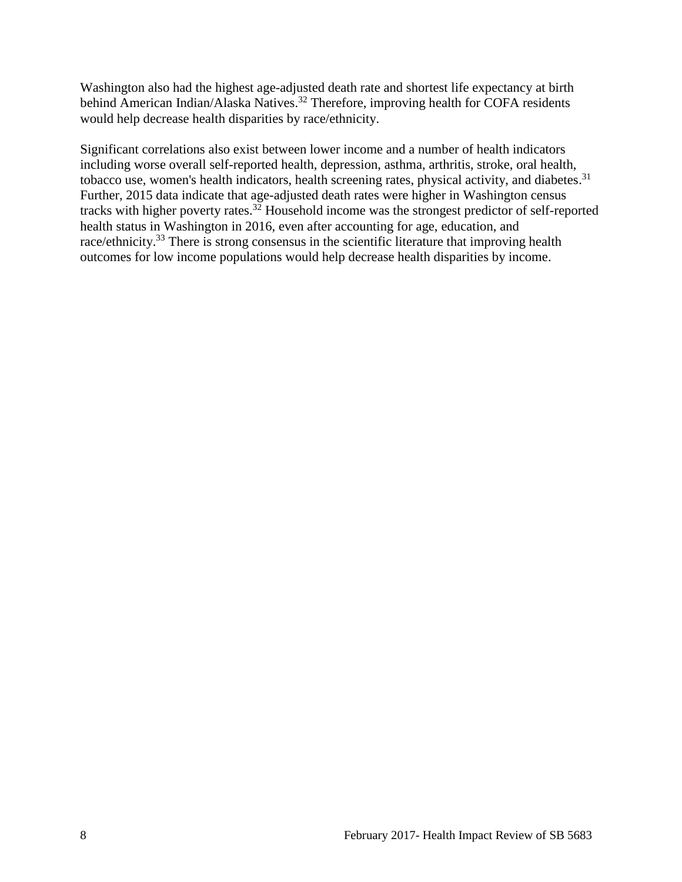Washington also had the highest age-adjusted death rate and shortest life expectancy at birth behind American Indian/Alaska Natives.[32] Therefore, improving health for COFA residents would help decrease health disparities by race/ethnicity.

Significant correlations also exist between lower income and a number of health indicators including worse overall self-reported health, depression, asthma, arthritis, stroke, oral health, tobacco use, women's health indicators, health screening rates, physical activity, and diabetes.[31] Further, 2015 data indicate that age-adjusted death rates were higher in Washington census tracks with higher poverty rates.[32] Household income was the strongest predictor of self-reported health status in Washington in 2016, even after accounting for age, education, and race/ethnicity.[33] There is strong consensus in the scientific literature that improving health outcomes for low income populations would help decrease health disparities by income.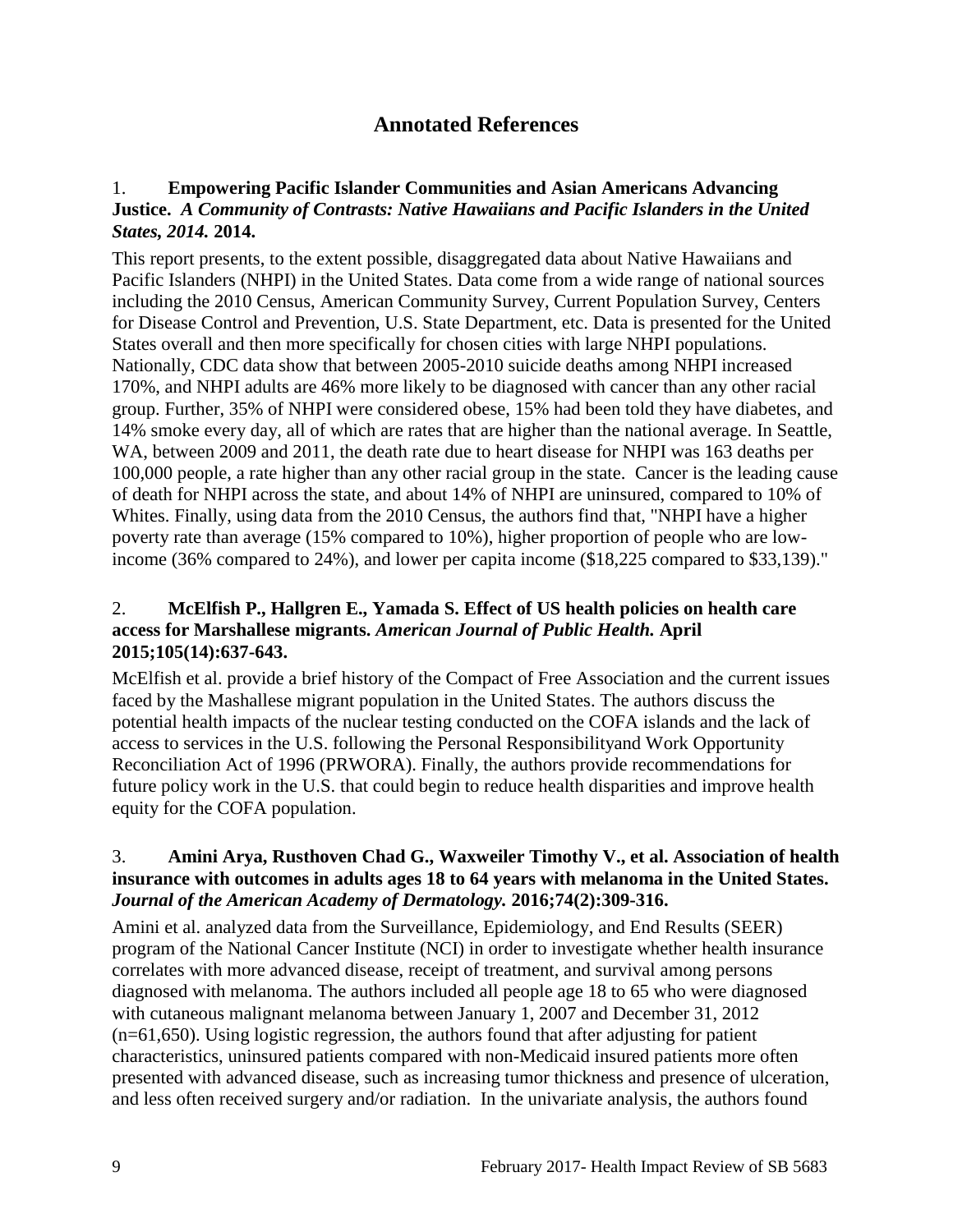## Annotated References

1. **Empowering Pacific Islander Communities and Asian Americans Advancing Justice.** ***A Community of Contrasts: Native Hawaiians and Pacific Islanders in the United States, 2014.*** **2014.**

This report presents, to the extent possible, disaggregated data about Native Hawaiians and Pacific Islanders (NHPI) in the United States. Data come from a wide range of national sources including the 2010 Census, American Community Survey, Current Population Survey, Centers for Disease Control and Prevention, U.S. State Department, etc. Data is presented for the United States overall and then more specifically for chosen cities with large NHPI populations. Nationally, CDC data show that between 2005-2010 suicide deaths among NHPI increased 170%, and NHPI adults are 46% more likely to be diagnosed with cancer than any other racial group. Further, 35% of NHPI were considered obese, 15% had been told they have diabetes, and 14% smoke every day, all of which are rates that are higher than the national average. In Seattle, WA, between 2009 and 2011, the death rate due to heart disease for NHPI was 163 deaths per 100,000 people, a rate higher than any other racial group in the state. Cancer is the leading cause of death for NHPI across the state, and about 14% of NHPI are uninsured, compared to 10% of Whites. Finally, using data from the 2010 Census, the authors find that, "NHPI have a higher poverty rate than average (15% compared to 10%), higher proportion of people who are low-income (36% compared to 24%), and lower per capita income ($18,225 compared to $33,139)."

2. **McElfish P., Hallgren E., Yamada S. Effect of US health policies on health care access for Marshallese migrants.** ***American Journal of Public Health.*** **April 2015;105(14):637-643.**

McElfish et al. provide a brief history of the Compact of Free Association and the current issues faced by the Mashallese migrant population in the United States. The authors discuss the potential health impacts of the nuclear testing conducted on the COFA islands and the lack of access to services in the U.S. following the Personal Responsibilityand Work Opportunity Reconciliation Act of 1996 (PRWORA). Finally, the authors provide recommendations for future policy work in the U.S. that could begin to reduce health disparities and improve health equity for the COFA population.

3. **Amini Arya, Rusthoven Chad G., Waxweiler Timothy V., et al. Association of health insurance with outcomes in adults ages 18 to 64 years with melanoma in the United States.** ***Journal of the American Academy of Dermatology.*** **2016;74(2):309-316.**

Amini et al. analyzed data from the Surveillance, Epidemiology, and End Results (SEER) program of the National Cancer Institute (NCI) in order to investigate whether health insurance correlates with more advanced disease, receipt of treatment, and survival among persons diagnosed with melanoma. The authors included all people age 18 to 65 who were diagnosed with cutaneous malignant melanoma between January 1, 2007 and December 31, 2012 (n=61,650). Using logistic regression, the authors found that after adjusting for patient characteristics, uninsured patients compared with non-Medicaid insured patients more often presented with advanced disease, such as increasing tumor thickness and presence of ulceration, and less often received surgery and/or radiation. In the univariate analysis, the authors found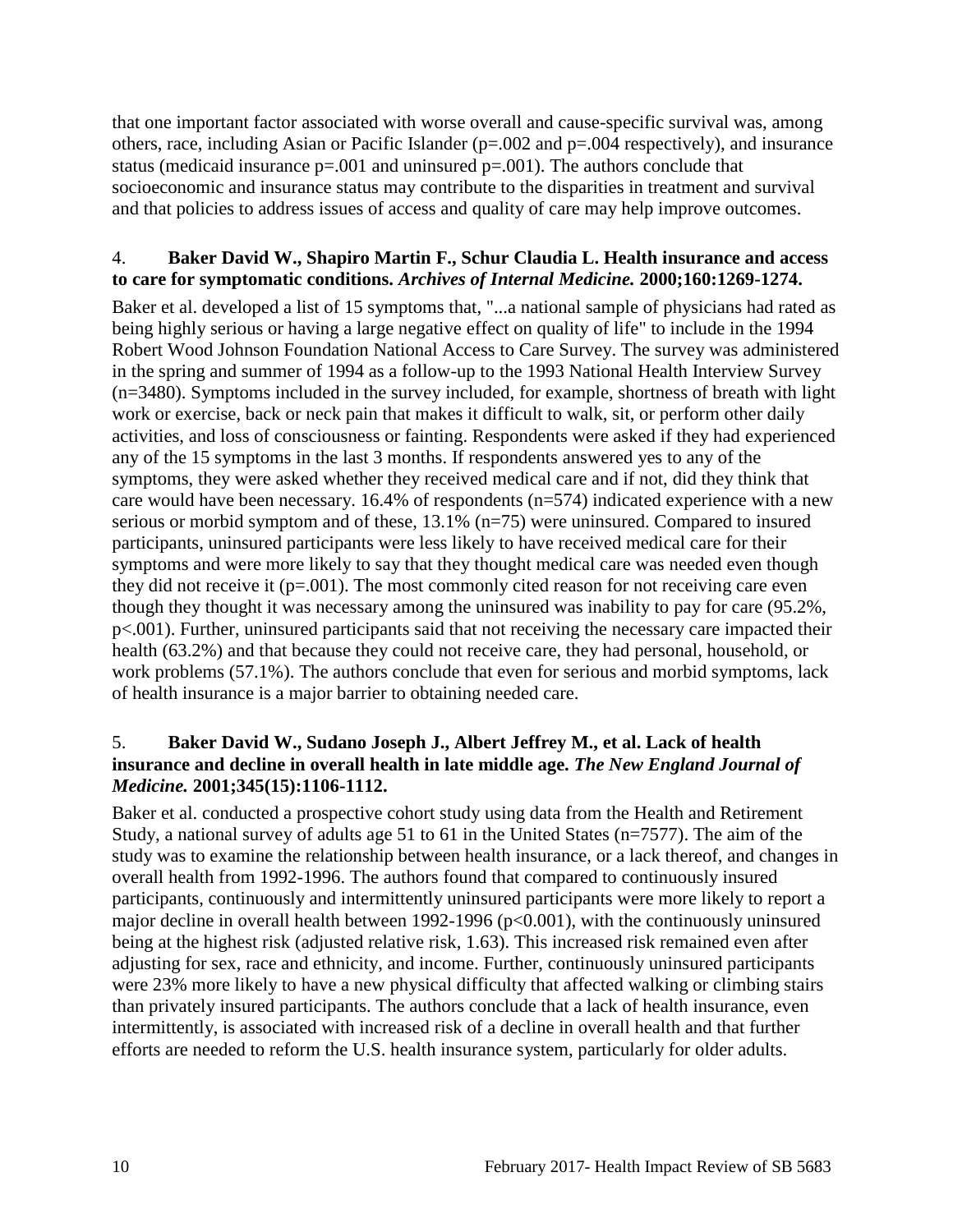that one important factor associated with worse overall and cause-specific survival was, among others, race, including Asian or Pacific Islander ($p=.002$ and $p=.004$ respectively), and insurance status (medicaid insurance $p=.001$ and uninsured $p=.001$). The authors conclude that socioeconomic and insurance status may contribute to the disparities in treatment and survival and that policies to address issues of access and quality of care may help improve outcomes.

4. **Baker David W., Shapiro Martin F., Schur Claudia L. Health insurance and access to care for symptomatic conditions. *Archives of Internal Medicine.* 2000;160:1269-1274.**

Baker et al. developed a list of 15 symptoms that, "...a national sample of physicians had rated as being highly serious or having a large negative effect on quality of life" to include in the 1994 Robert Wood Johnson Foundation National Access to Care Survey. The survey was administered in the spring and summer of 1994 as a follow-up to the 1993 National Health Interview Survey (n=3480). Symptoms included in the survey included, for example, shortness of breath with light work or exercise, back or neck pain that makes it difficult to walk, sit, or perform other daily activities, and loss of consciousness or fainting. Respondents were asked if they had experienced any of the 15 symptoms in the last 3 months. If respondents answered yes to any of the symptoms, they were asked whether they received medical care and if not, did they think that care would have been necessary. 16.4% of respondents (n=574) indicated experience with a new serious or morbid symptom and of these, 13.1% (n=75) were uninsured. Compared to insured participants, uninsured participants were less likely to have received medical care for their symptoms and were more likely to say that they thought medical care was needed even though they did not receive it ($p=.001$). The most commonly cited reason for not receiving care even though they thought it was necessary among the uninsured was inability to pay for care (95.2%, $p<.001$). Further, uninsured participants said that not receiving the necessary care impacted their health (63.2%) and that because they could not receive care, they had personal, household, or work problems (57.1%). The authors conclude that even for serious and morbid symptoms, lack of health insurance is a major barrier to obtaining needed care.

5. **Baker David W., Sudano Joseph J., Albert Jeffrey M., et al. Lack of health insurance and decline in overall health in late middle age. *The New England Journal of Medicine.* 2001;345(15):1106-1112.**

Baker et al. conducted a prospective cohort study using data from the Health and Retirement Study, a national survey of adults age 51 to 61 in the United States (n=7577). The aim of the study was to examine the relationship between health insurance, or a lack thereof, and changes in overall health from 1992-1996. The authors found that compared to continuously insured participants, continuously and intermittently uninsured participants were more likely to report a major decline in overall health between 1992-1996 ($p<0.001$), with the continuously uninsured being at the highest risk (adjusted relative risk, 1.63). This increased risk remained even after adjusting for sex, race and ethnicity, and income. Further, continuously uninsured participants were 23% more likely to have a new physical difficulty that affected walking or climbing stairs than privately insured participants. The authors conclude that a lack of health insurance, even intermittently, is associated with increased risk of a decline in overall health and that further efforts are needed to reform the U.S. health insurance system, particularly for older adults.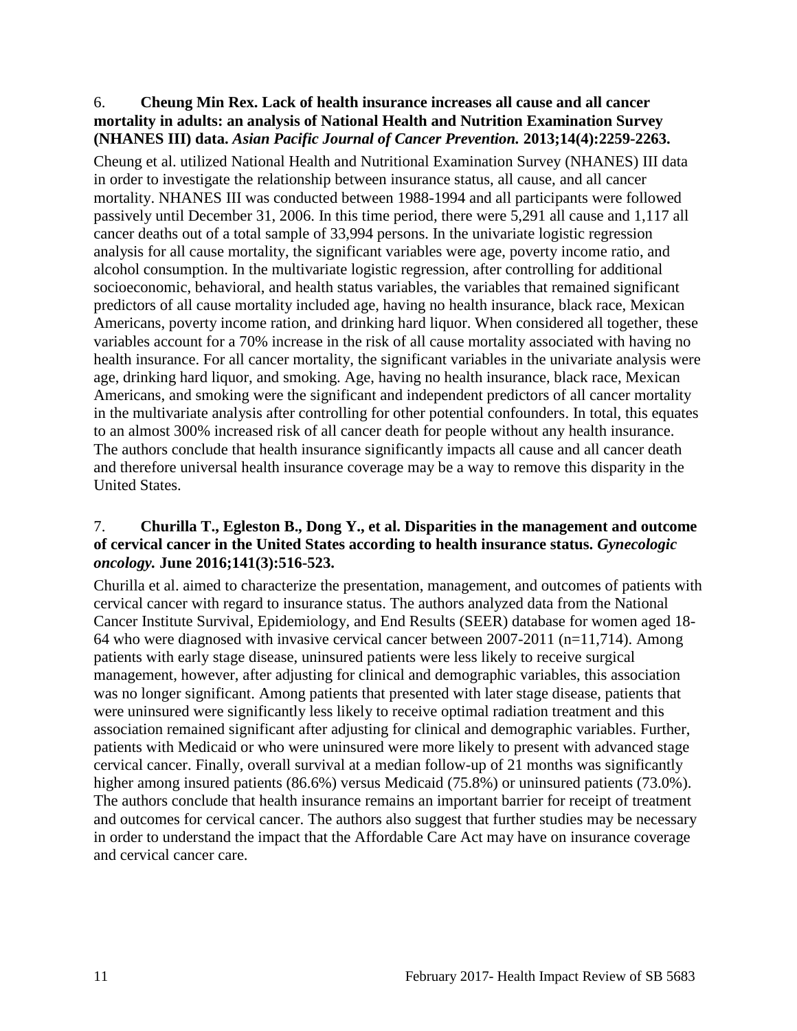6. **Cheung Min Rex. Lack of health insurance increases all cause and all cancer mortality in adults: an analysis of National Health and Nutrition Examination Survey (NHANES III) data.** ***Asian Pacific Journal of Cancer Prevention.*** **2013;14(4):2259-2263.**

Cheung et al. utilized National Health and Nutritional Examination Survey (NHANES) III data in order to investigate the relationship between insurance status, all cause, and all cancer mortality. NHANES III was conducted between 1988-1994 and all participants were followed passively until December 31, 2006. In this time period, there were 5,291 all cause and 1,117 all cancer deaths out of a total sample of 33,994 persons. In the univariate logistic regression analysis for all cause mortality, the significant variables were age, poverty income ratio, and alcohol consumption. In the multivariate logistic regression, after controlling for additional socioeconomic, behavioral, and health status variables, the variables that remained significant predictors of all cause mortality included age, having no health insurance, black race, Mexican Americans, poverty income ration, and drinking hard liquor. When considered all together, these variables account for a 70% increase in the risk of all cause mortality associated with having no health insurance. For all cancer mortality, the significant variables in the univariate analysis were age, drinking hard liquor, and smoking. Age, having no health insurance, black race, Mexican Americans, and smoking were the significant and independent predictors of all cancer mortality in the multivariate analysis after controlling for other potential confounders. In total, this equates to an almost 300% increased risk of all cancer death for people without any health insurance. The authors conclude that health insurance significantly impacts all cause and all cancer death and therefore universal health insurance coverage may be a way to remove this disparity in the United States.

7. **Churilla T., Egleston B., Dong Y., et al. Disparities in the management and outcome of cervical cancer in the United States according to health insurance status.** ***Gynecologic oncology.*** **June 2016;141(3):516-523.**

Churilla et al. aimed to characterize the presentation, management, and outcomes of patients with cervical cancer with regard to insurance status. The authors analyzed data from the National Cancer Institute Survival, Epidemiology, and End Results (SEER) database for women aged 18-64 who were diagnosed with invasive cervical cancer between 2007-2011 (n=11,714). Among patients with early stage disease, uninsured patients were less likely to receive surgical management, however, after adjusting for clinical and demographic variables, this association was no longer significant. Among patients that presented with later stage disease, patients that were uninsured were significantly less likely to receive optimal radiation treatment and this association remained significant after adjusting for clinical and demographic variables. Further, patients with Medicaid or who were uninsured were more likely to present with advanced stage cervical cancer. Finally, overall survival at a median follow-up of 21 months was significantly higher among insured patients (86.6%) versus Medicaid (75.8%) or uninsured patients (73.0%). The authors conclude that health insurance remains an important barrier for receipt of treatment and outcomes for cervical cancer. The authors also suggest that further studies may be necessary in order to understand the impact that the Affordable Care Act may have on insurance coverage and cervical cancer care.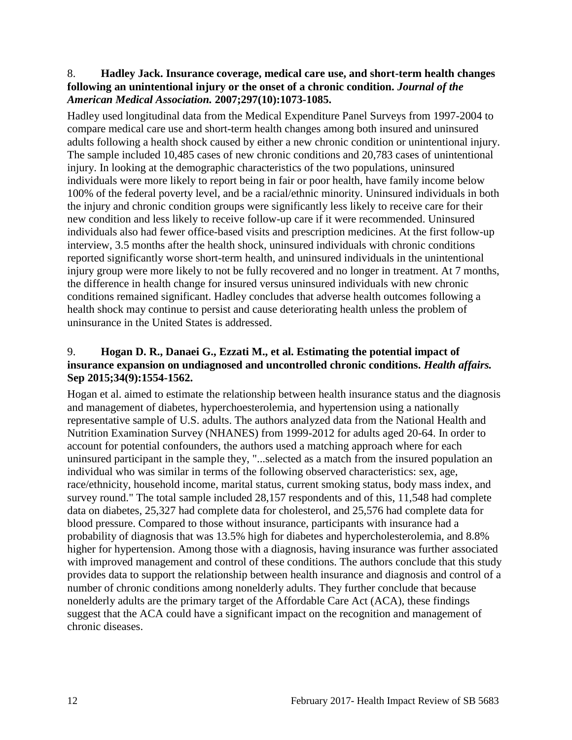8. **Hadley Jack. Insurance coverage, medical care use, and short-term health changes following an unintentional injury or the onset of a chronic condition.** ***Journal of the American Medical Association.*** **2007;297(10):1073-1085.**

Hadley used longitudinal data from the Medical Expenditure Panel Surveys from 1997-2004 to compare medical care use and short-term health changes among both insured and uninsured adults following a health shock caused by either a new chronic condition or unintentional injury. The sample included 10,485 cases of new chronic conditions and 20,783 cases of unintentional injury. In looking at the demographic characteristics of the two populations, uninsured individuals were more likely to report being in fair or poor health, have family income below 100% of the federal poverty level, and be a racial/ethnic minority. Uninsured individuals in both the injury and chronic condition groups were significantly less likely to receive care for their new condition and less likely to receive follow-up care if it were recommended. Uninsured individuals also had fewer office-based visits and prescription medicines. At the first follow-up interview, 3.5 months after the health shock, uninsured individuals with chronic conditions reported significantly worse short-term health, and uninsured individuals in the unintentional injury group were more likely to not be fully recovered and no longer in treatment. At 7 months, the difference in health change for insured versus uninsured individuals with new chronic conditions remained significant. Hadley concludes that adverse health outcomes following a health shock may continue to persist and cause deteriorating health unless the problem of uninsurance in the United States is addressed.

9. **Hogan D. R., Danaei G., Ezzati M., et al. Estimating the potential impact of insurance expansion on undiagnosed and uncontrolled chronic conditions.** ***Health affairs.*** **Sep 2015;34(9):1554-1562.**

Hogan et al. aimed to estimate the relationship between health insurance status and the diagnosis and management of diabetes, hyperchoesterolemia, and hypertension using a nationally representative sample of U.S. adults. The authors analyzed data from the National Health and Nutrition Examination Survey (NHANES) from 1999-2012 for adults aged 20-64. In order to account for potential confounders, the authors used a matching approach where for each uninsured participant in the sample they, "...selected as a match from the insured population an individual who was similar in terms of the following observed characteristics: sex, age, race/ethnicity, household income, marital status, current smoking status, body mass index, and survey round." The total sample included 28,157 respondents and of this, 11,548 had complete data on diabetes, 25,327 had complete data for cholesterol, and 25,576 had complete data for blood pressure. Compared to those without insurance, participants with insurance had a probability of diagnosis that was 13.5% high for diabetes and hypercholesterolemia, and 8.8% higher for hypertension. Among those with a diagnosis, having insurance was further associated with improved management and control of these conditions. The authors conclude that this study provides data to support the relationship between health insurance and diagnosis and control of a number of chronic conditions among nonelderly adults. They further conclude that because nonelderly adults are the primary target of the Affordable Care Act (ACA), these findings suggest that the ACA could have a significant impact on the recognition and management of chronic diseases.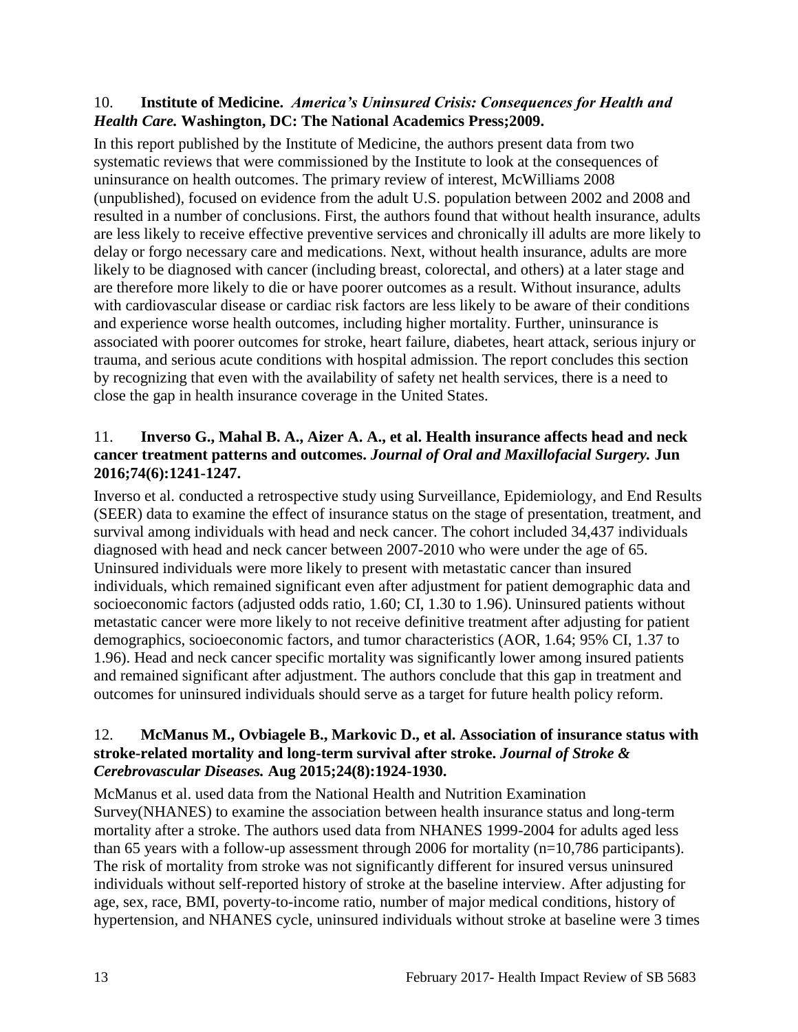10. **Institute of Medicine.** ***America's Uninsured Crisis: Consequences for Health and Health Care.*** **Washington, DC: The National Academics Press;2009.**

In this report published by the Institute of Medicine, the authors present data from two systematic reviews that were commissioned by the Institute to look at the consequences of uninsurance on health outcomes. The primary review of interest, McWilliams 2008 (unpublished), focused on evidence from the adult U.S. population between 2002 and 2008 and resulted in a number of conclusions. First, the authors found that without health insurance, adults are less likely to receive effective preventive services and chronically ill adults are more likely to delay or forgo necessary care and medications. Next, without health insurance, adults are more likely to be diagnosed with cancer (including breast, colorectal, and others) at a later stage and are therefore more likely to die or have poorer outcomes as a result. Without insurance, adults with cardiovascular disease or cardiac risk factors are less likely to be aware of their conditions and experience worse health outcomes, including higher mortality. Further, uninsurance is associated with poorer outcomes for stroke, heart failure, diabetes, heart attack, serious injury or trauma, and serious acute conditions with hospital admission. The report concludes this section by recognizing that even with the availability of safety net health services, there is a need to close the gap in health insurance coverage in the United States.

11. **Inverso G., Mahal B. A., Aizer A. A., et al. Health insurance affects head and neck cancer treatment patterns and outcomes.** ***Journal of Oral and Maxillofacial Surgery.*** **Jun 2016;74(6):1241-1247.**

Inverso et al. conducted a retrospective study using Surveillance, Epidemiology, and End Results (SEER) data to examine the effect of insurance status on the stage of presentation, treatment, and survival among individuals with head and neck cancer. The cohort included 34,437 individuals diagnosed with head and neck cancer between 2007-2010 who were under the age of 65. Uninsured individuals were more likely to present with metastatic cancer than insured individuals, which remained significant even after adjustment for patient demographic data and socioeconomic factors (adjusted odds ratio, 1.60; CI, 1.30 to 1.96). Uninsured patients without metastatic cancer were more likely to not receive definitive treatment after adjusting for patient demographics, socioeconomic factors, and tumor characteristics (AOR, 1.64; 95% CI, 1.37 to 1.96). Head and neck cancer specific mortality was significantly lower among insured patients and remained significant after adjustment. The authors conclude that this gap in treatment and outcomes for uninsured individuals should serve as a target for future health policy reform.

12. **McManus M., Ovbiagele B., Markovic D., et al. Association of insurance status with stroke-related mortality and long-term survival after stroke.** ***Journal of Stroke & Cerebrovascular Diseases.*** **Aug 2015;24(8):1924-1930.**

McManus et al. used data from the National Health and Nutrition Examination Survey(NHANES) to examine the association between health insurance status and long-term mortality after a stroke. The authors used data from NHANES 1999-2004 for adults aged less than 65 years with a follow-up assessment through 2006 for mortality (n=10,786 participants). The risk of mortality from stroke was not significantly different for insured versus uninsured individuals without self-reported history of stroke at the baseline interview. After adjusting for age, sex, race, BMI, poverty-to-income ratio, number of major medical conditions, history of hypertension, and NHANES cycle, uninsured individuals without stroke at baseline were 3 times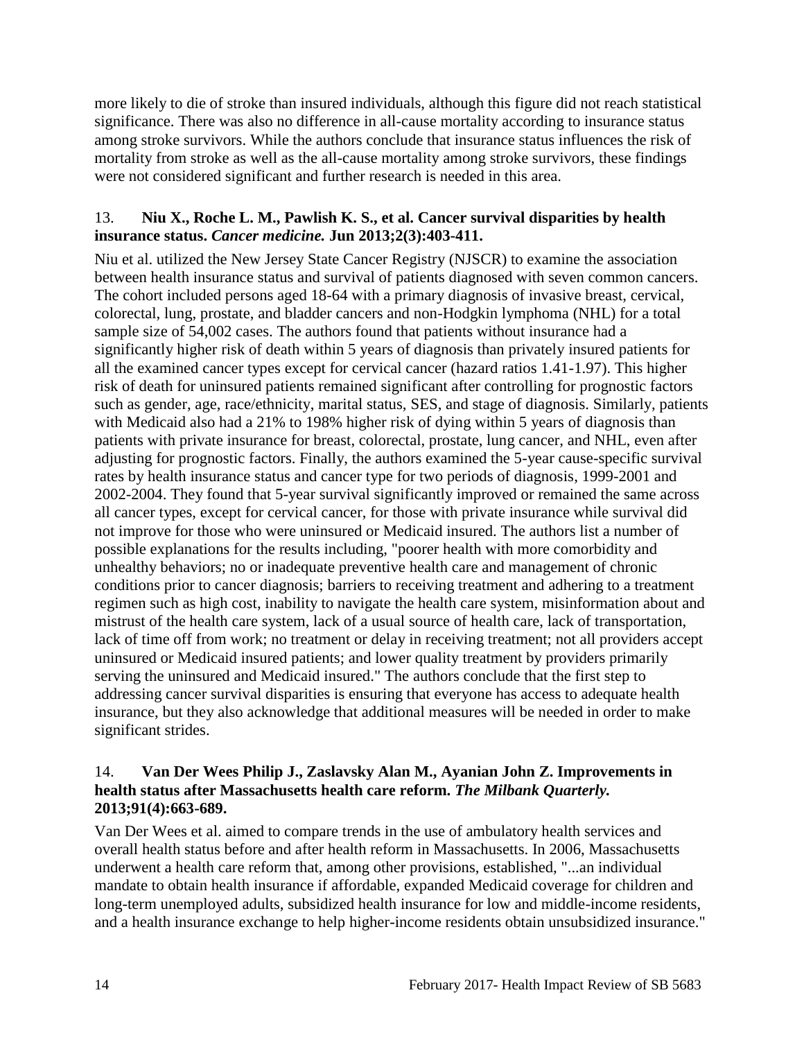more likely to die of stroke than insured individuals, although this figure did not reach statistical significance. There was also no difference in all-cause mortality according to insurance status among stroke survivors. While the authors conclude that insurance status influences the risk of mortality from stroke as well as the all-cause mortality among stroke survivors, these findings were not considered significant and further research is needed in this area.

13. **Niu X., Roche L. M., Pawlish K. S., et al. Cancer survival disparities by health insurance status.** ***Cancer medicine.*** **Jun 2013;2(3):403-411.**

Niu et al. utilized the New Jersey State Cancer Registry (NJSCR) to examine the association between health insurance status and survival of patients diagnosed with seven common cancers. The cohort included persons aged 18-64 with a primary diagnosis of invasive breast, cervical, colorectal, lung, prostate, and bladder cancers and non-Hodgkin lymphoma (NHL) for a total sample size of 54,002 cases. The authors found that patients without insurance had a significantly higher risk of death within 5 years of diagnosis than privately insured patients for all the examined cancer types except for cervical cancer (hazard ratios 1.41-1.97). This higher risk of death for uninsured patients remained significant after controlling for prognostic factors such as gender, age, race/ethnicity, marital status, SES, and stage of diagnosis. Similarly, patients with Medicaid also had a 21% to 198% higher risk of dying within 5 years of diagnosis than patients with private insurance for breast, colorectal, prostate, lung cancer, and NHL, even after adjusting for prognostic factors. Finally, the authors examined the 5-year cause-specific survival rates by health insurance status and cancer type for two periods of diagnosis, 1999-2001 and 2002-2004. They found that 5-year survival significantly improved or remained the same across all cancer types, except for cervical cancer, for those with private insurance while survival did not improve for those who were uninsured or Medicaid insured. The authors list a number of possible explanations for the results including, "poorer health with more comorbidity and unhealthy behaviors; no or inadequate preventive health care and management of chronic conditions prior to cancer diagnosis; barriers to receiving treatment and adhering to a treatment regimen such as high cost, inability to navigate the health care system, misinformation about and mistrust of the health care system, lack of a usual source of health care, lack of transportation, lack of time off from work; no treatment or delay in receiving treatment; not all providers accept uninsured or Medicaid insured patients; and lower quality treatment by providers primarily serving the uninsured and Medicaid insured." The authors conclude that the first step to addressing cancer survival disparities is ensuring that everyone has access to adequate health insurance, but they also acknowledge that additional measures will be needed in order to make significant strides.

14. **Van Der Wees Philip J., Zaslavsky Alan M., Ayanian John Z. Improvements in health status after Massachusetts health care reform.** ***The Milbank Quarterly.*** **2013;91(4):663-689.**

Van Der Wees et al. aimed to compare trends in the use of ambulatory health services and overall health status before and after health reform in Massachusetts. In 2006, Massachusetts underwent a health care reform that, among other provisions, established, "...an individual mandate to obtain health insurance if affordable, expanded Medicaid coverage for children and long-term unemployed adults, subsidized health insurance for low and middle-income residents, and a health insurance exchange to help higher-income residents obtain unsubsidized insurance."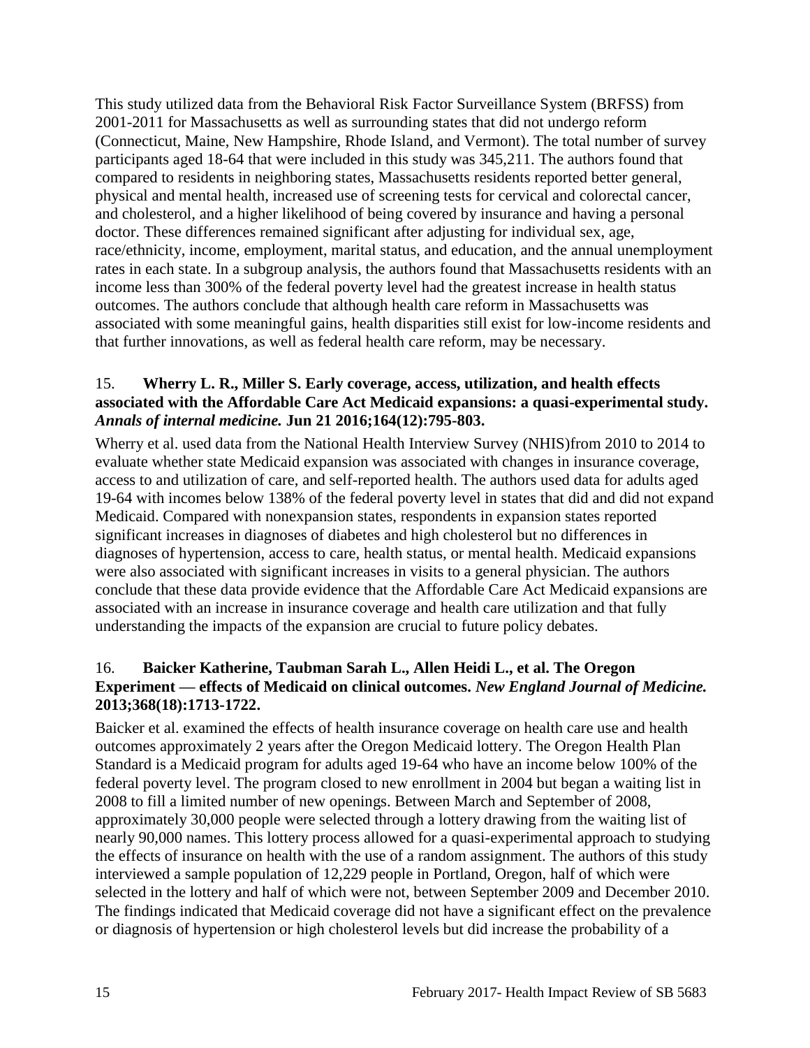This study utilized data from the Behavioral Risk Factor Surveillance System (BRFSS) from 2001-2011 for Massachusetts as well as surrounding states that did not undergo reform (Connecticut, Maine, New Hampshire, Rhode Island, and Vermont). The total number of survey participants aged 18-64 that were included in this study was 345,211. The authors found that compared to residents in neighboring states, Massachusetts residents reported better general, physical and mental health, increased use of screening tests for cervical and colorectal cancer, and cholesterol, and a higher likelihood of being covered by insurance and having a personal doctor. These differences remained significant after adjusting for individual sex, age, race/ethnicity, income, employment, marital status, and education, and the annual unemployment rates in each state. In a subgroup analysis, the authors found that Massachusetts residents with an income less than 300% of the federal poverty level had the greatest increase in health status outcomes. The authors conclude that although health care reform in Massachusetts was associated with some meaningful gains, health disparities still exist for low-income residents and that further innovations, as well as federal health care reform, may be necessary.

15. **Wherry L. R., Miller S. Early coverage, access, utilization, and health effects associated with the Affordable Care Act Medicaid expansions: a quasi-experimental study.** ***Annals of internal medicine.*** **Jun 21 2016;164(12):795-803.**

Wherry et al. used data from the National Health Interview Survey (NHIS)from 2010 to 2014 to evaluate whether state Medicaid expansion was associated with changes in insurance coverage, access to and utilization of care, and self-reported health. The authors used data for adults aged 19-64 with incomes below 138% of the federal poverty level in states that did and did not expand Medicaid. Compared with nonexpansion states, respondents in expansion states reported significant increases in diagnoses of diabetes and high cholesterol but no differences in diagnoses of hypertension, access to care, health status, or mental health. Medicaid expansions were also associated with significant increases in visits to a general physician. The authors conclude that these data provide evidence that the Affordable Care Act Medicaid expansions are associated with an increase in insurance coverage and health care utilization and that fully understanding the impacts of the expansion are crucial to future policy debates.

16. **Baicker Katherine, Taubman Sarah L., Allen Heidi L., et al. The Oregon Experiment — effects of Medicaid on clinical outcomes.** ***New England Journal of Medicine.*** **2013;368(18):1713-1722.**

Baicker et al. examined the effects of health insurance coverage on health care use and health outcomes approximately 2 years after the Oregon Medicaid lottery. The Oregon Health Plan Standard is a Medicaid program for adults aged 19-64 who have an income below 100% of the federal poverty level. The program closed to new enrollment in 2004 but began a waiting list in 2008 to fill a limited number of new openings. Between March and September of 2008, approximately 30,000 people were selected through a lottery drawing from the waiting list of nearly 90,000 names. This lottery process allowed for a quasi-experimental approach to studying the effects of insurance on health with the use of a random assignment. The authors of this study interviewed a sample population of 12,229 people in Portland, Oregon, half of which were selected in the lottery and half of which were not, between September 2009 and December 2010. The findings indicated that Medicaid coverage did not have a significant effect on the prevalence or diagnosis of hypertension or high cholesterol levels but did increase the probability of a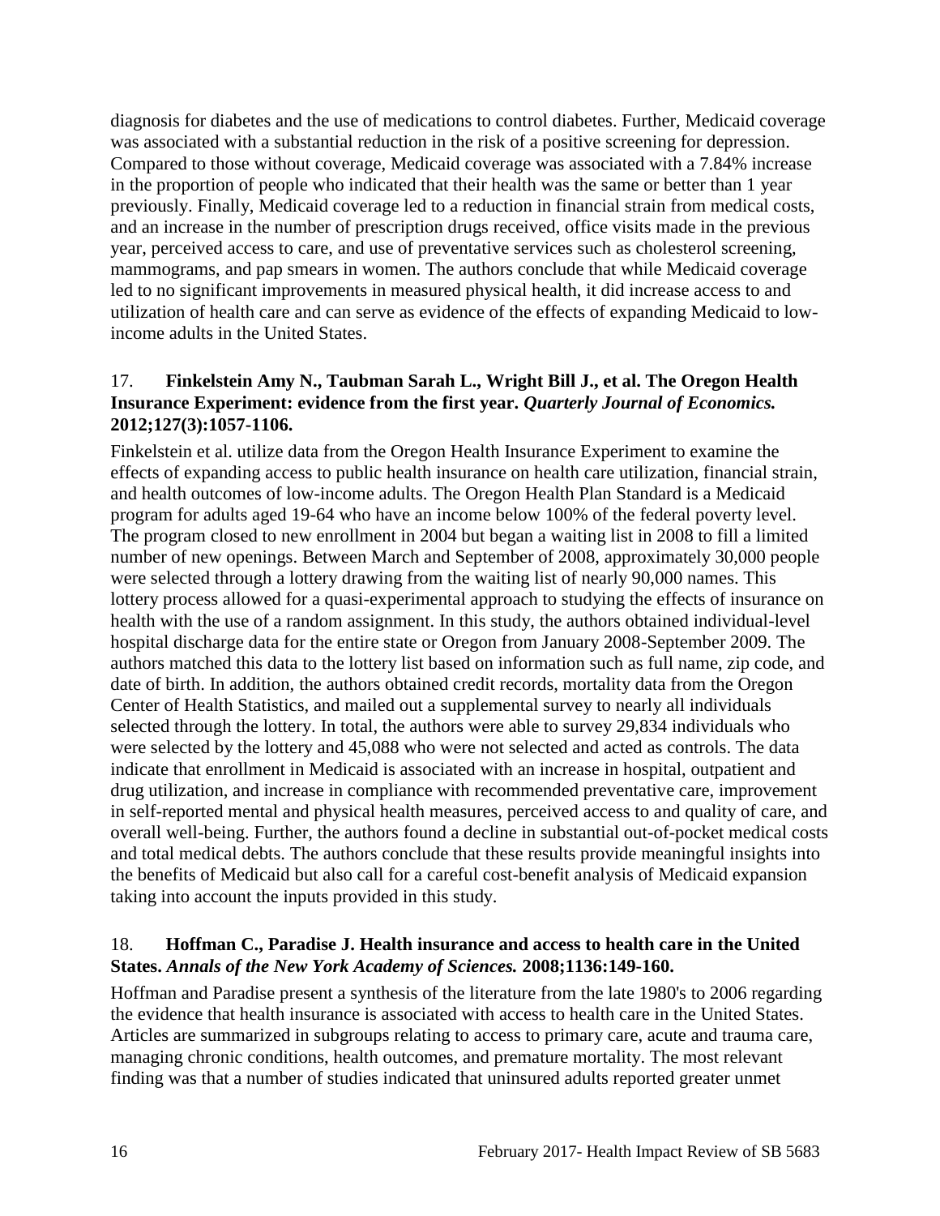diagnosis for diabetes and the use of medications to control diabetes. Further, Medicaid coverage was associated with a substantial reduction in the risk of a positive screening for depression. Compared to those without coverage, Medicaid coverage was associated with a 7.84% increase in the proportion of people who indicated that their health was the same or better than 1 year previously. Finally, Medicaid coverage led to a reduction in financial strain from medical costs, and an increase in the number of prescription drugs received, office visits made in the previous year, perceived access to care, and use of preventative services such as cholesterol screening, mammograms, and pap smears in women. The authors conclude that while Medicaid coverage led to no significant improvements in measured physical health, it did increase access to and utilization of health care and can serve as evidence of the effects of expanding Medicaid to low-income adults in the United States.

17. **Finkelstein Amy N., Taubman Sarah L., Wright Bill J., et al. The Oregon Health Insurance Experiment: evidence from the first year.** ***Quarterly Journal of Economics.*** **2012;127(3):1057-1106.**

Finkelstein et al. utilize data from the Oregon Health Insurance Experiment to examine the effects of expanding access to public health insurance on health care utilization, financial strain, and health outcomes of low-income adults. The Oregon Health Plan Standard is a Medicaid program for adults aged 19-64 who have an income below 100% of the federal poverty level. The program closed to new enrollment in 2004 but began a waiting list in 2008 to fill a limited number of new openings. Between March and September of 2008, approximately 30,000 people were selected through a lottery drawing from the waiting list of nearly 90,000 names. This lottery process allowed for a quasi-experimental approach to studying the effects of insurance on health with the use of a random assignment. In this study, the authors obtained individual-level hospital discharge data for the entire state or Oregon from January 2008-September 2009. The authors matched this data to the lottery list based on information such as full name, zip code, and date of birth. In addition, the authors obtained credit records, mortality data from the Oregon Center of Health Statistics, and mailed out a supplemental survey to nearly all individuals selected through the lottery. In total, the authors were able to survey 29,834 individuals who were selected by the lottery and 45,088 who were not selected and acted as controls. The data indicate that enrollment in Medicaid is associated with an increase in hospital, outpatient and drug utilization, and increase in compliance with recommended preventative care, improvement in self-reported mental and physical health measures, perceived access to and quality of care, and overall well-being. Further, the authors found a decline in substantial out-of-pocket medical costs and total medical debts. The authors conclude that these results provide meaningful insights into the benefits of Medicaid but also call for a careful cost-benefit analysis of Medicaid expansion taking into account the inputs provided in this study.

18. **Hoffman C., Paradise J. Health insurance and access to health care in the United States.** ***Annals of the New York Academy of Sciences.*** **2008;1136:149-160.**

Hoffman and Paradise present a synthesis of the literature from the late 1980's to 2006 regarding the evidence that health insurance is associated with access to health care in the United States. Articles are summarized in subgroups relating to access to primary care, acute and trauma care, managing chronic conditions, health outcomes, and premature mortality. The most relevant finding was that a number of studies indicated that uninsured adults reported greater unmet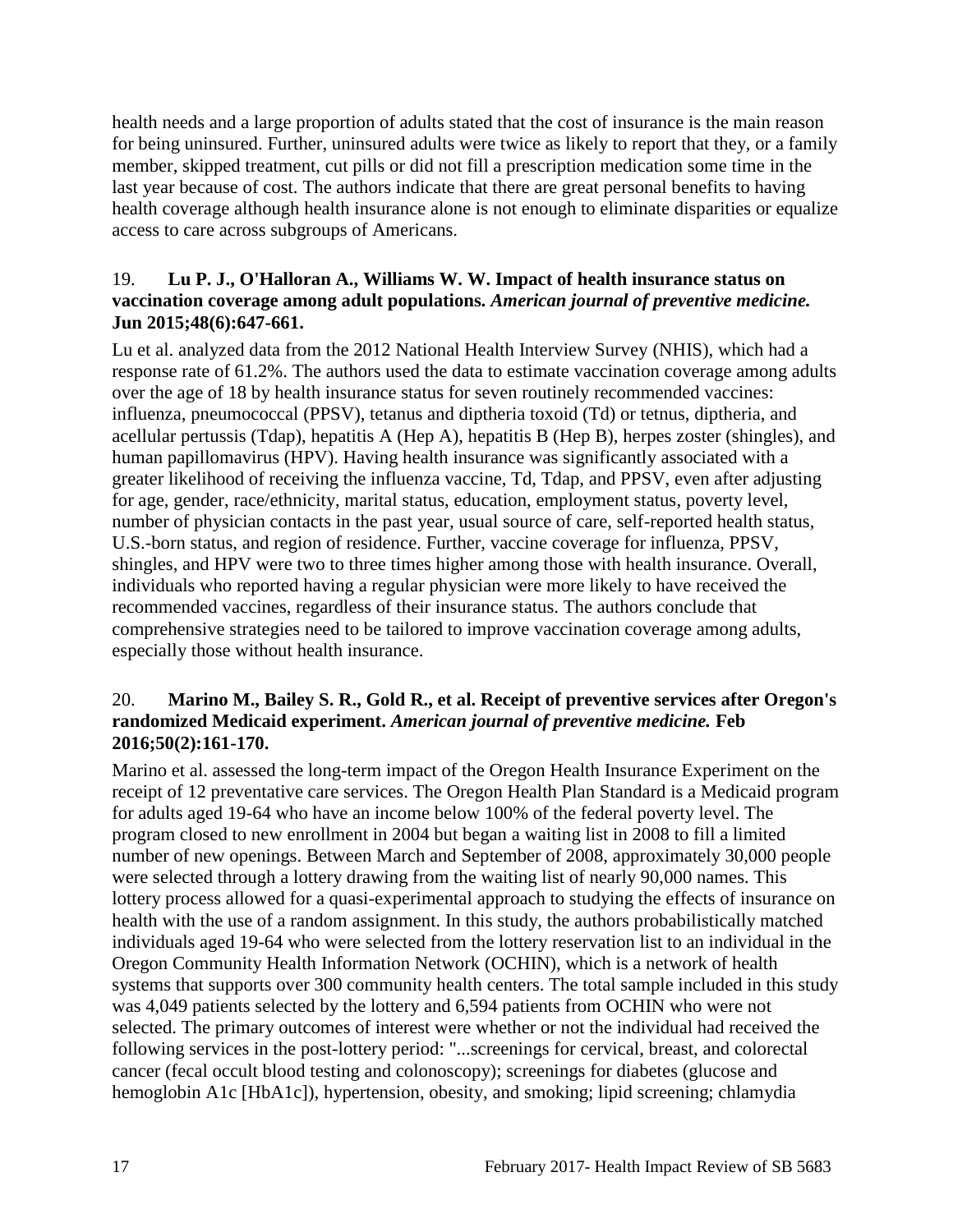health needs and a large proportion of adults stated that the cost of insurance is the main reason for being uninsured. Further, uninsured adults were twice as likely to report that they, or a family member, skipped treatment, cut pills or did not fill a prescription medication some time in the last year because of cost. The authors indicate that there are great personal benefits to having health coverage although health insurance alone is not enough to eliminate disparities or equalize access to care across subgroups of Americans.

19. **Lu P. J., O'Halloran A., Williams W. W. Impact of health insurance status on vaccination coverage among adult populations.** ***American journal of preventive medicine.*** **Jun 2015;48(6):647-661.**

Lu et al. analyzed data from the 2012 National Health Interview Survey (NHIS), which had a response rate of 61.2%. The authors used the data to estimate vaccination coverage among adults over the age of 18 by health insurance status for seven routinely recommended vaccines: influenza, pneumococcal (PPSV), tetanus and diptheria toxoid (Td) or tetnus, diptheria, and acellular pertussis (Tdap), hepatitis A (Hep A), hepatitis B (Hep B), herpes zoster (shingles), and human papillomavirus (HPV). Having health insurance was significantly associated with a greater likelihood of receiving the influenza vaccine, Td, Tdap, and PPSV, even after adjusting for age, gender, race/ethnicity, marital status, education, employment status, poverty level, number of physician contacts in the past year, usual source of care, self-reported health status, U.S.-born status, and region of residence. Further, vaccine coverage for influenza, PPSV, shingles, and HPV were two to three times higher among those with health insurance. Overall, individuals who reported having a regular physician were more likely to have received the recommended vaccines, regardless of their insurance status. The authors conclude that comprehensive strategies need to be tailored to improve vaccination coverage among adults, especially those without health insurance.

20. **Marino M., Bailey S. R., Gold R., et al. Receipt of preventive services after Oregon's randomized Medicaid experiment.** ***American journal of preventive medicine.*** **Feb 2016;50(2):161-170.**

Marino et al. assessed the long-term impact of the Oregon Health Insurance Experiment on the receipt of 12 preventative care services. The Oregon Health Plan Standard is a Medicaid program for adults aged 19-64 who have an income below 100% of the federal poverty level. The program closed to new enrollment in 2004 but began a waiting list in 2008 to fill a limited number of new openings. Between March and September of 2008, approximately 30,000 people were selected through a lottery drawing from the waiting list of nearly 90,000 names. This lottery process allowed for a quasi-experimental approach to studying the effects of insurance on health with the use of a random assignment. In this study, the authors probabilistically matched individuals aged 19-64 who were selected from the lottery reservation list to an individual in the Oregon Community Health Information Network (OCHIN), which is a network of health systems that supports over 300 community health centers. The total sample included in this study was 4,049 patients selected by the lottery and 6,594 patients from OCHIN who were not selected. The primary outcomes of interest were whether or not the individual had received the following services in the post-lottery period: "...screenings for cervical, breast, and colorectal cancer (fecal occult blood testing and colonoscopy); screenings for diabetes (glucose and hemoglobin A1c [HbA1c]), hypertension, obesity, and smoking; lipid screening; chlamydia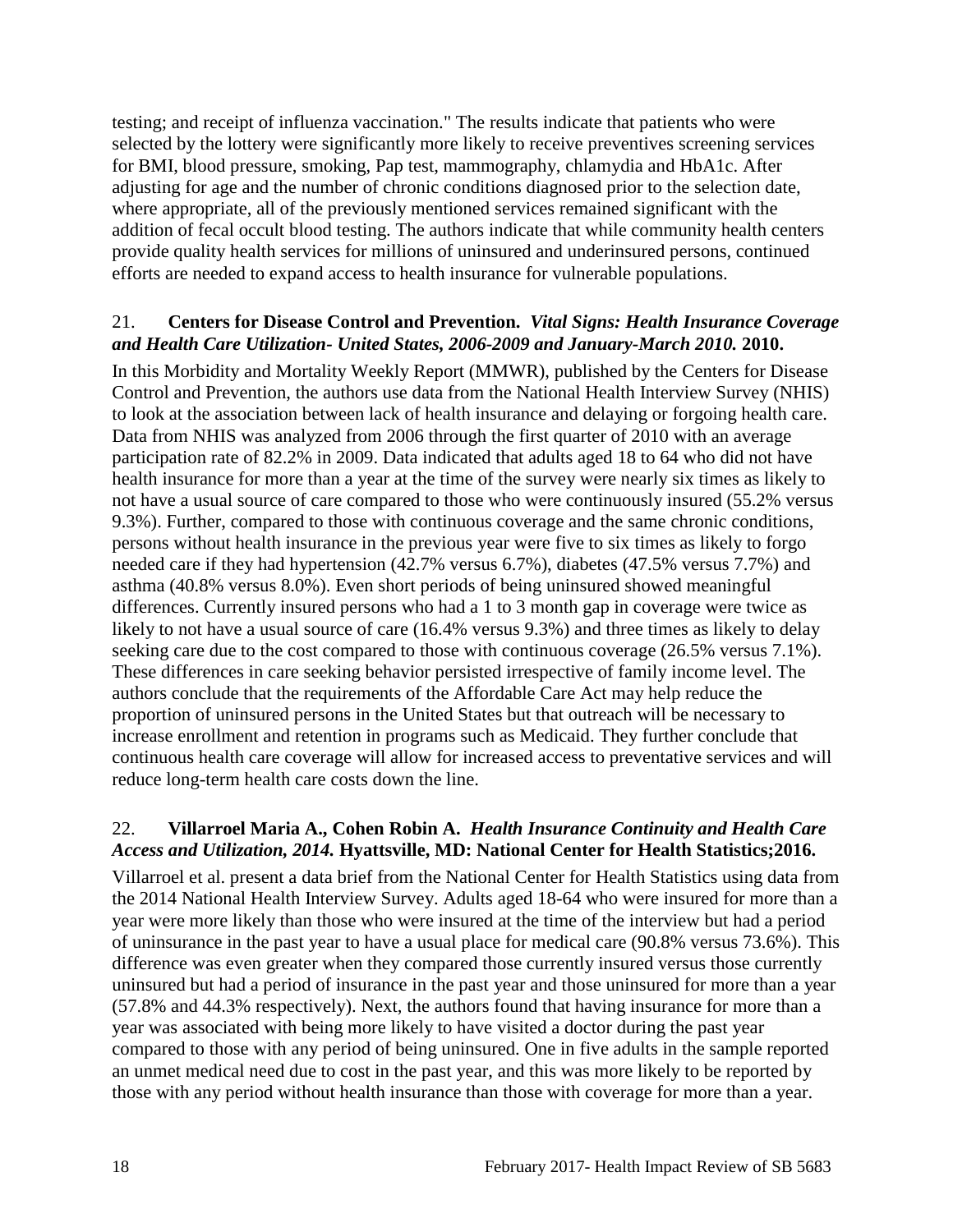testing; and receipt of influenza vaccination." The results indicate that patients who were selected by the lottery were significantly more likely to receive preventives screening services for BMI, blood pressure, smoking, Pap test, mammography, chlamydia and HbA1c. After adjusting for age and the number of chronic conditions diagnosed prior to the selection date, where appropriate, all of the previously mentioned services remained significant with the addition of fecal occult blood testing. The authors indicate that while community health centers provide quality health services for millions of uninsured and underinsured persons, continued efforts are needed to expand access to health insurance for vulnerable populations.

21. **Centers for Disease Control and Prevention.** ***Vital Signs: Health Insurance Coverage and Health Care Utilization- United States, 2006-2009 and January-March 2010.*** **2010.**

In this Morbidity and Mortality Weekly Report (MMWR), published by the Centers for Disease Control and Prevention, the authors use data from the National Health Interview Survey (NHIS) to look at the association between lack of health insurance and delaying or forgoing health care. Data from NHIS was analyzed from 2006 through the first quarter of 2010 with an average participation rate of 82.2% in 2009. Data indicated that adults aged 18 to 64 who did not have health insurance for more than a year at the time of the survey were nearly six times as likely to not have a usual source of care compared to those who were continuously insured (55.2% versus 9.3%). Further, compared to those with continuous coverage and the same chronic conditions, persons without health insurance in the previous year were five to six times as likely to forgo needed care if they had hypertension (42.7% versus 6.7%), diabetes (47.5% versus 7.7%) and asthma (40.8% versus 8.0%). Even short periods of being uninsured showed meaningful differences. Currently insured persons who had a 1 to 3 month gap in coverage were twice as likely to not have a usual source of care (16.4% versus 9.3%) and three times as likely to delay seeking care due to the cost compared to those with continuous coverage (26.5% versus 7.1%). These differences in care seeking behavior persisted irrespective of family income level. The authors conclude that the requirements of the Affordable Care Act may help reduce the proportion of uninsured persons in the United States but that outreach will be necessary to increase enrollment and retention in programs such as Medicaid. They further conclude that continuous health care coverage will allow for increased access to preventative services and will reduce long-term health care costs down the line.

22. **Villarroel Maria A., Cohen Robin A.** ***Health Insurance Continuity and Health Care Access and Utilization, 2014.*** **Hyattsville, MD: National Center for Health Statistics;2016.**

Villarroel et al. present a data brief from the National Center for Health Statistics using data from the 2014 National Health Interview Survey. Adults aged 18-64 who were insured for more than a year were more likely than those who were insured at the time of the interview but had a period of uninsurance in the past year to have a usual place for medical care (90.8% versus 73.6%). This difference was even greater when they compared those currently insured versus those currently uninsured but had a period of insurance in the past year and those uninsured for more than a year (57.8% and 44.3% respectively). Next, the authors found that having insurance for more than a year was associated with being more likely to have visited a doctor during the past year compared to those with any period of being uninsured. One in five adults in the sample reported an unmet medical need due to cost in the past year, and this was more likely to be reported by those with any period without health insurance than those with coverage for more than a year.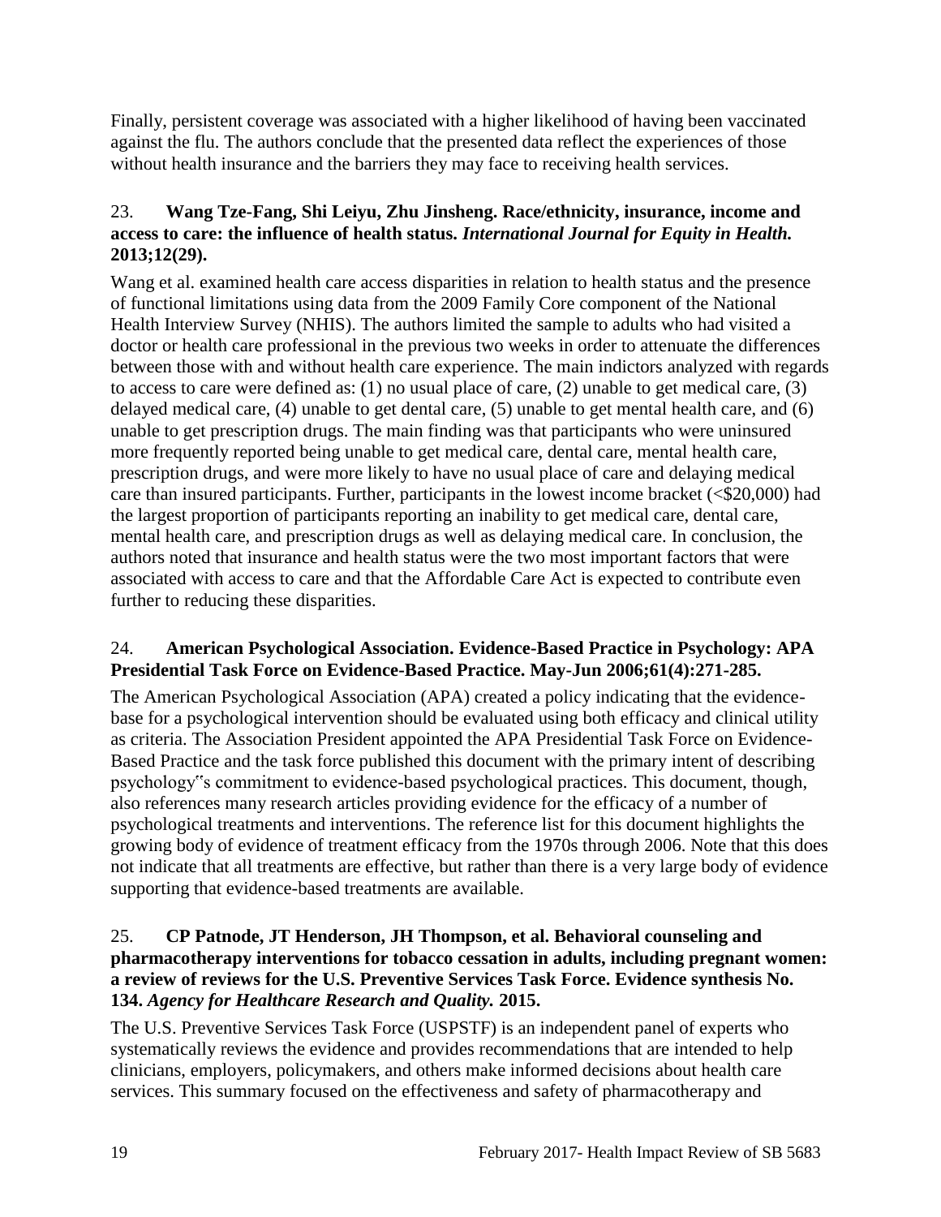Finally, persistent coverage was associated with a higher likelihood of having been vaccinated against the flu. The authors conclude that the presented data reflect the experiences of those without health insurance and the barriers they may face to receiving health services.

23. **Wang Tze-Fang, Shi Leiyu, Zhu Jinsheng. Race/ethnicity, insurance, income and access to care: the influence of health status.** ***International Journal for Equity in Health.*** **2013;12(29).**

Wang et al. examined health care access disparities in relation to health status and the presence of functional limitations using data from the 2009 Family Core component of the National Health Interview Survey (NHIS). The authors limited the sample to adults who had visited a doctor or health care professional in the previous two weeks in order to attenuate the differences between those with and without health care experience. The main indictors analyzed with regards to access to care were defined as: (1) no usual place of care, (2) unable to get medical care, (3) delayed medical care, (4) unable to get dental care, (5) unable to get mental health care, and (6) unable to get prescription drugs. The main finding was that participants who were uninsured more frequently reported being unable to get medical care, dental care, mental health care, prescription drugs, and were more likely to have no usual place of care and delaying medical care than insured participants. Further, participants in the lowest income bracket (<$20,000) had the largest proportion of participants reporting an inability to get medical care, dental care, mental health care, and prescription drugs as well as delaying medical care. In conclusion, the authors noted that insurance and health status were the two most important factors that were associated with access to care and that the Affordable Care Act is expected to contribute even further to reducing these disparities.

24. **American Psychological Association. Evidence-Based Practice in Psychology: APA Presidential Task Force on Evidence-Based Practice. May-Jun 2006;61(4):271-285.**

The American Psychological Association (APA) created a policy indicating that the evidence-base for a psychological intervention should be evaluated using both efficacy and clinical utility as criteria. The Association President appointed the APA Presidential Task Force on Evidence-Based Practice and the task force published this document with the primary intent of describing psychology‟s commitment to evidence-based psychological practices. This document, though, also references many research articles providing evidence for the efficacy of a number of psychological treatments and interventions. The reference list for this document highlights the growing body of evidence of treatment efficacy from the 1970s through 2006. Note that this does not indicate that all treatments are effective, but rather than there is a very large body of evidence supporting that evidence-based treatments are available.

25. **CP Patnode, JT Henderson, JH Thompson, et al. Behavioral counseling and pharmacotherapy interventions for tobacco cessation in adults, including pregnant women: a review of reviews for the U.S. Preventive Services Task Force. Evidence synthesis No. 134.** ***Agency for Healthcare Research and Quality.*** **2015.**

The U.S. Preventive Services Task Force (USPSTF) is an independent panel of experts who systematically reviews the evidence and provides recommendations that are intended to help clinicians, employers, policymakers, and others make informed decisions about health care services. This summary focused on the effectiveness and safety of pharmacotherapy and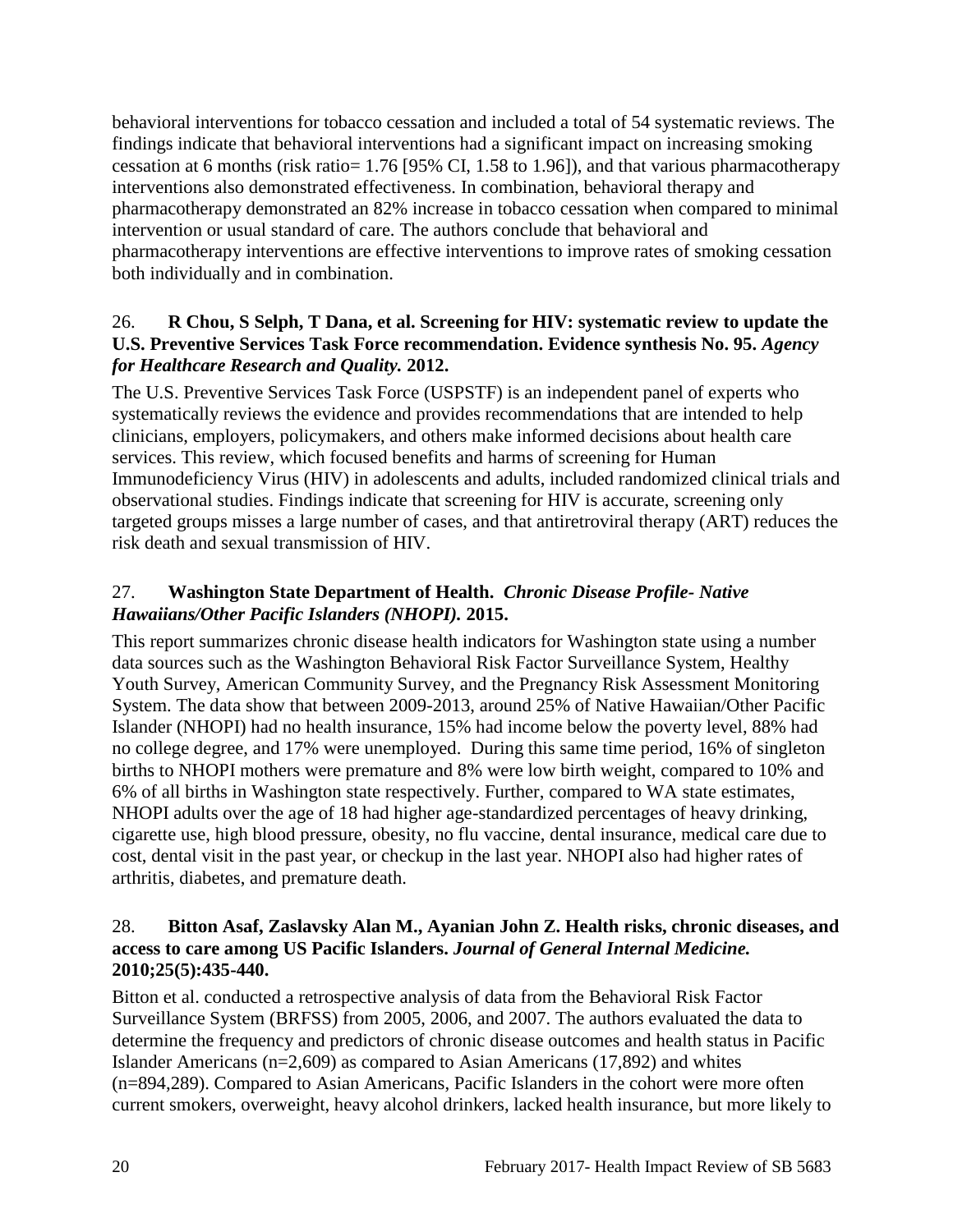behavioral interventions for tobacco cessation and included a total of 54 systematic reviews. The findings indicate that behavioral interventions had a significant impact on increasing smoking cessation at 6 months (risk ratio= 1.76 [95% CI, 1.58 to 1.96]), and that various pharmacotherapy interventions also demonstrated effectiveness. In combination, behavioral therapy and pharmacotherapy demonstrated an 82% increase in tobacco cessation when compared to minimal intervention or usual standard of care. The authors conclude that behavioral and pharmacotherapy interventions are effective interventions to improve rates of smoking cessation both individually and in combination.

26. **R Chou, S Selph, T Dana, et al. Screening for HIV: systematic review to update the U.S. Preventive Services Task Force recommendation. Evidence synthesis No. 95. *Agency for Healthcare Research and Quality.* 2012.**

The U.S. Preventive Services Task Force (USPSTF) is an independent panel of experts who systematically reviews the evidence and provides recommendations that are intended to help clinicians, employers, policymakers, and others make informed decisions about health care services. This review, which focused benefits and harms of screening for Human Immunodeficiency Virus (HIV) in adolescents and adults, included randomized clinical trials and observational studies. Findings indicate that screening for HIV is accurate, screening only targeted groups misses a large number of cases, and that antiretroviral therapy (ART) reduces the risk death and sexual transmission of HIV.

27. **Washington State Department of Health. *Chronic Disease Profile- Native Hawaiians/Other Pacific Islanders (NHOPI).* 2015.**

This report summarizes chronic disease health indicators for Washington state using a number data sources such as the Washington Behavioral Risk Factor Surveillance System, Healthy Youth Survey, American Community Survey, and the Pregnancy Risk Assessment Monitoring System. The data show that between 2009-2013, around 25% of Native Hawaiian/Other Pacific Islander (NHOPI) had no health insurance, 15% had income below the poverty level, 88% had no college degree, and 17% were unemployed. During this same time period, 16% of singleton births to NHOPI mothers were premature and 8% were low birth weight, compared to 10% and 6% of all births in Washington state respectively. Further, compared to WA state estimates, NHOPI adults over the age of 18 had higher age-standardized percentages of heavy drinking, cigarette use, high blood pressure, obesity, no flu vaccine, dental insurance, medical care due to cost, dental visit in the past year, or checkup in the last year. NHOPI also had higher rates of arthritis, diabetes, and premature death.

28. **Bitton Asaf, Zaslavsky Alan M., Ayanian John Z. Health risks, chronic diseases, and access to care among US Pacific Islanders. *Journal of General Internal Medicine.* 2010;25(5):435-440.**

Bitton et al. conducted a retrospective analysis of data from the Behavioral Risk Factor Surveillance System (BRFSS) from 2005, 2006, and 2007. The authors evaluated the data to determine the frequency and predictors of chronic disease outcomes and health status in Pacific Islander Americans (n=2,609) as compared to Asian Americans (17,892) and whites (n=894,289). Compared to Asian Americans, Pacific Islanders in the cohort were more often current smokers, overweight, heavy alcohol drinkers, lacked health insurance, but more likely to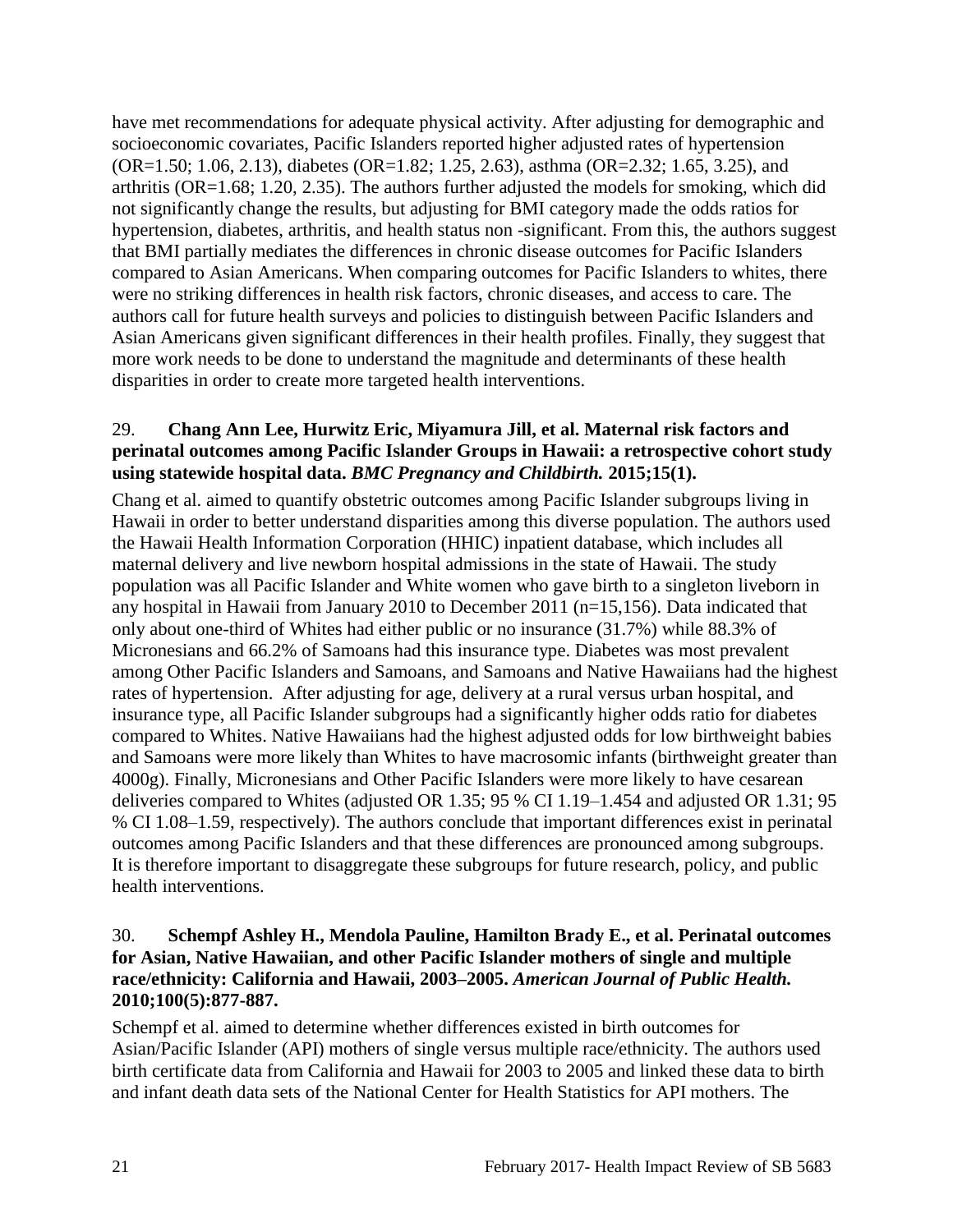have met recommendations for adequate physical activity. After adjusting for demographic and socioeconomic covariates, Pacific Islanders reported higher adjusted rates of hypertension (OR=1.50; 1.06, 2.13), diabetes (OR=1.82; 1.25, 2.63), asthma (OR=2.32; 1.65, 3.25), and arthritis (OR=1.68; 1.20, 2.35). The authors further adjusted the models for smoking, which did not significantly change the results, but adjusting for BMI category made the odds ratios for hypertension, diabetes, arthritis, and health status non -significant. From this, the authors suggest that BMI partially mediates the differences in chronic disease outcomes for Pacific Islanders compared to Asian Americans. When comparing outcomes for Pacific Islanders to whites, there were no striking differences in health risk factors, chronic diseases, and access to care. The authors call for future health surveys and policies to distinguish between Pacific Islanders and Asian Americans given significant differences in their health profiles. Finally, they suggest that more work needs to be done to understand the magnitude and determinants of these health disparities in order to create more targeted health interventions.

29. **Chang Ann Lee, Hurwitz Eric, Miyamura Jill, et al. Maternal risk factors and perinatal outcomes among Pacific Islander Groups in Hawaii: a retrospective cohort study using statewide hospital data.** ***BMC Pregnancy and Childbirth.*** **2015;15(1).**

Chang et al. aimed to quantify obstetric outcomes among Pacific Islander subgroups living in Hawaii in order to better understand disparities among this diverse population. The authors used the Hawaii Health Information Corporation (HHIC) inpatient database, which includes all maternal delivery and live newborn hospital admissions in the state of Hawaii. The study population was all Pacific Islander and White women who gave birth to a singleton liveborn in any hospital in Hawaii from January 2010 to December 2011 (n=15,156). Data indicated that only about one-third of Whites had either public or no insurance (31.7%) while 88.3% of Micronesians and 66.2% of Samoans had this insurance type. Diabetes was most prevalent among Other Pacific Islanders and Samoans, and Samoans and Native Hawaiians had the highest rates of hypertension. After adjusting for age, delivery at a rural versus urban hospital, and insurance type, all Pacific Islander subgroups had a significantly higher odds ratio for diabetes compared to Whites. Native Hawaiians had the highest adjusted odds for low birthweight babies and Samoans were more likely than Whites to have macrosomic infants (birthweight greater than 4000g). Finally, Micronesians and Other Pacific Islanders were more likely to have cesarean deliveries compared to Whites (adjusted OR 1.35; 95 % CI 1.19–1.454 and adjusted OR 1.31; 95 % CI 1.08–1.59, respectively). The authors conclude that important differences exist in perinatal outcomes among Pacific Islanders and that these differences are pronounced among subgroups. It is therefore important to disaggregate these subgroups for future research, policy, and public health interventions.

30. **Schempf Ashley H., Mendola Pauline, Hamilton Brady E., et al. Perinatal outcomes for Asian, Native Hawaiian, and other Pacific Islander mothers of single and multiple race/ethnicity: California and Hawaii, 2003–2005.** ***American Journal of Public Health.*** **2010;100(5):877-887.**

Schempf et al. aimed to determine whether differences existed in birth outcomes for Asian/Pacific Islander (API) mothers of single versus multiple race/ethnicity. The authors used birth certificate data from California and Hawaii for 2003 to 2005 and linked these data to birth and infant death data sets of the National Center for Health Statistics for API mothers. The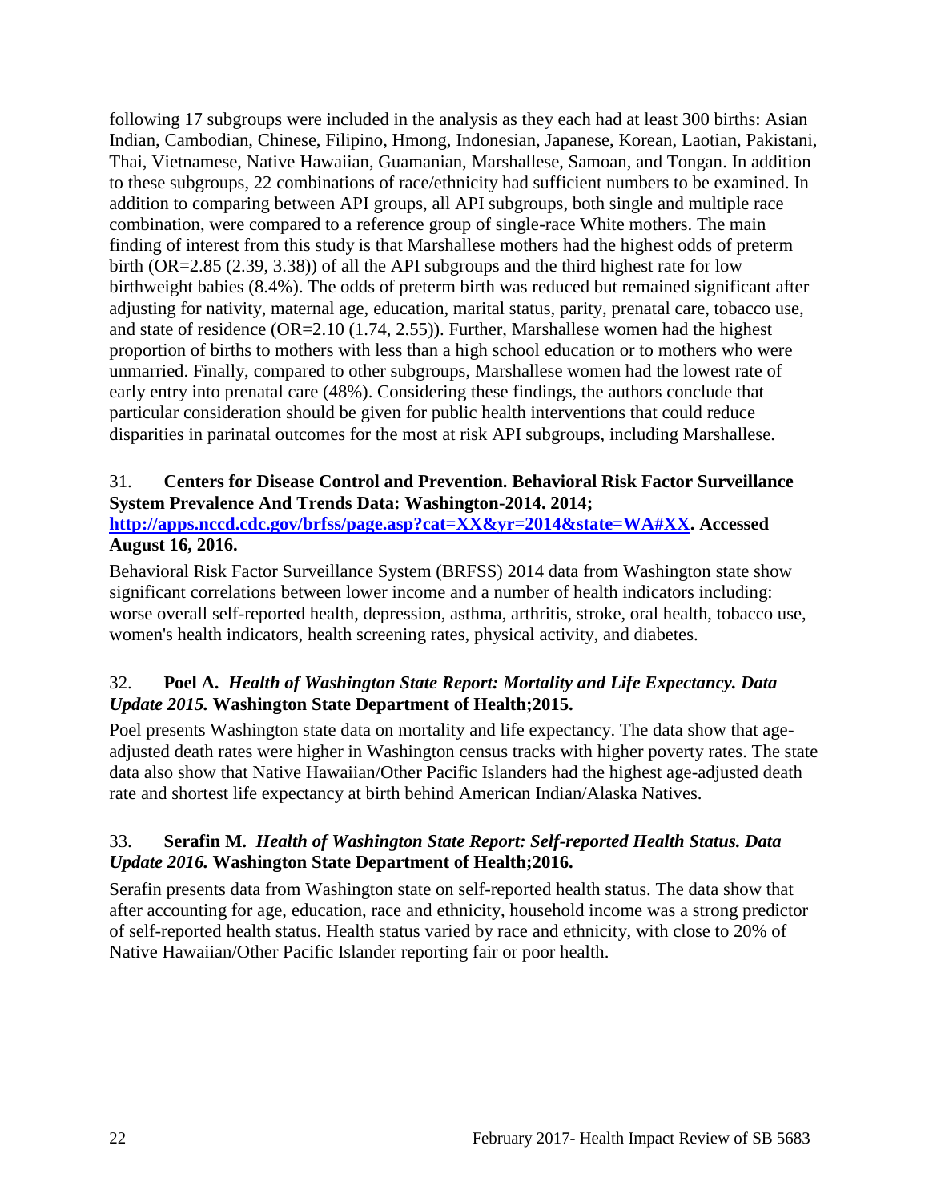following 17 subgroups were included in the analysis as they each had at least 300 births: Asian Indian, Cambodian, Chinese, Filipino, Hmong, Indonesian, Japanese, Korean, Laotian, Pakistani, Thai, Vietnamese, Native Hawaiian, Guamanian, Marshallese, Samoan, and Tongan. In addition to these subgroups, 22 combinations of race/ethnicity had sufficient numbers to be examined. In addition to comparing between API groups, all API subgroups, both single and multiple race combination, were compared to a reference group of single-race White mothers. The main finding of interest from this study is that Marshallese mothers had the highest odds of preterm birth (OR=2.85 (2.39, 3.38)) of all the API subgroups and the third highest rate for low birthweight babies (8.4%). The odds of preterm birth was reduced but remained significant after adjusting for nativity, maternal age, education, marital status, parity, prenatal care, tobacco use, and state of residence (OR=2.10 (1.74, 2.55)). Further, Marshallese women had the highest proportion of births to mothers with less than a high school education or to mothers who were unmarried. Finally, compared to other subgroups, Marshallese women had the lowest rate of early entry into prenatal care (48%). Considering these findings, the authors conclude that particular consideration should be given for public health interventions that could reduce disparities in parinatal outcomes for the most at risk API subgroups, including Marshallese.

31. **Centers for Disease Control and Prevention. Behavioral Risk Factor Surveillance System Prevalence And Trends Data: Washington-2014. 2014; [http://apps.nccd.cdc.gov/brfss/page.asp?cat=XX&yr=2014&state=WA#XX](http://apps.nccd.cdc.gov/brfss/page.asp?cat=XX&yr=2014&state=WA#XX). Accessed August 16, 2016.**

Behavioral Risk Factor Surveillance System (BRFSS) 2014 data from Washington state show significant correlations between lower income and a number of health indicators including: worse overall self-reported health, depression, asthma, arthritis, stroke, oral health, tobacco use, women's health indicators, health screening rates, physical activity, and diabetes.

32. **Poel A.** ***Health of Washington State Report: Mortality and Life Expectancy. Data Update 2015.*** **Washington State Department of Health;2015.**

Poel presents Washington state data on mortality and life expectancy. The data show that age-adjusted death rates were higher in Washington census tracks with higher poverty rates. The state data also show that Native Hawaiian/Other Pacific Islanders had the highest age-adjusted death rate and shortest life expectancy at birth behind American Indian/Alaska Natives.

33. **Serafin M.** ***Health of Washington State Report: Self-reported Health Status. Data Update 2016.*** **Washington State Department of Health;2016.**

Serafin presents data from Washington state on self-reported health status. The data show that after accounting for age, education, race and ethnicity, household income was a strong predictor of self-reported health status. Health status varied by race and ethnicity, with close to 20% of Native Hawaiian/Other Pacific Islander reporting fair or poor health.